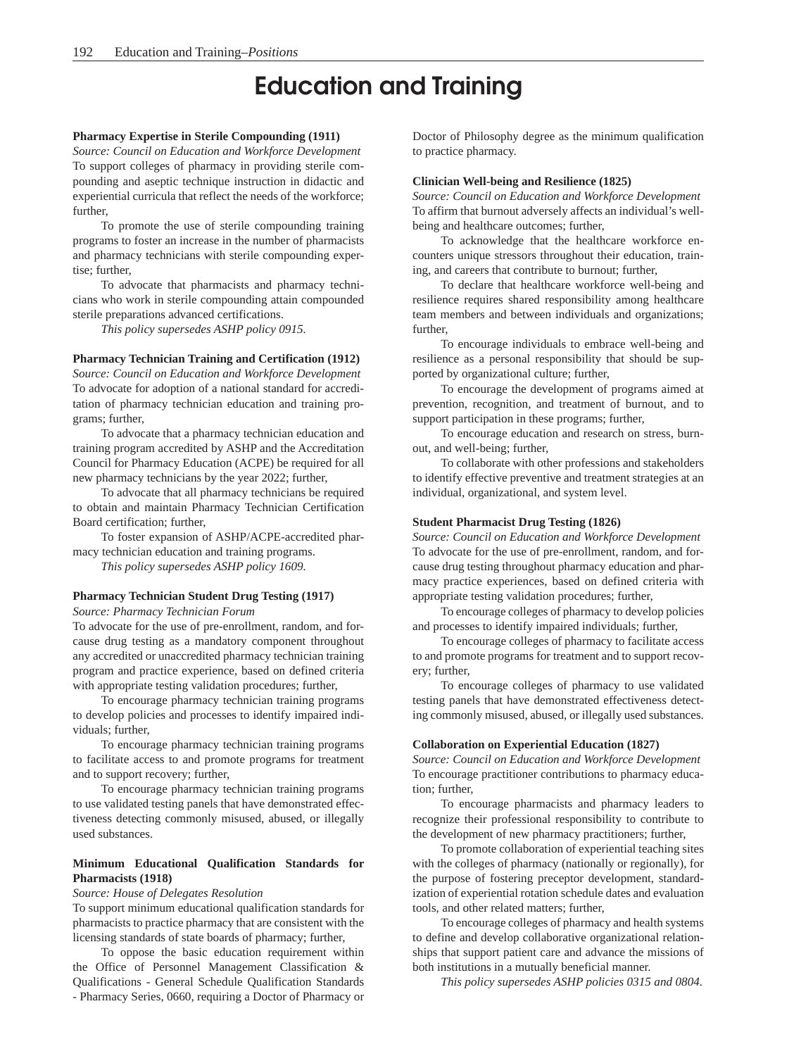# Education and Training

**Pharmacy Expertise in Sterile Compounding (1911)**

*Source: Council on Education and Workforce Development*

To support colleges of pharmacy in providing sterile compounding and aseptic technique instruction in didactic and experiential curricula that reflect the needs of the workforce; further,

To promote the use of sterile compounding training programs to foster an increase in the number of pharmacists and pharmacy technicians with sterile compounding expertise; further,

To advocate that pharmacists and pharmacy technicians who work in sterile compounding attain compounded sterile preparations advanced certifications.

*This policy supersedes ASHP policy 0915.*

**Pharmacy Technician Training and Certification (1912)**

*Source: Council on Education and Workforce Development*

To advocate for adoption of a national standard for accreditation of pharmacy technician education and training programs; further,

To advocate that a pharmacy technician education and training program accredited by ASHP and the Accreditation Council for Pharmacy Education (ACPE) be required for all new pharmacy technicians by the year 2022; further,

To advocate that all pharmacy technicians be required to obtain and maintain Pharmacy Technician Certification Board certification; further,

To foster expansion of ASHP/ACPE-accredited pharmacy technician education and training programs.

*This policy supersedes ASHP policy 1609.*

**Pharmacy Technician Student Drug Testing (1917)**

*Source: Pharmacy Technician Forum*

To advocate for the use of pre-enrollment, random, and for-cause drug testing as a mandatory component throughout any accredited or unaccredited pharmacy technician training program and practice experience, based on defined criteria with appropriate testing validation procedures; further,

To encourage pharmacy technician training programs to develop policies and processes to identify impaired individuals; further,

To encourage pharmacy technician training programs to facilitate access to and promote programs for treatment and to support recovery; further,

To encourage pharmacy technician training programs to use validated testing panels that have demonstrated effectiveness detecting commonly misused, abused, or illegally used substances.

**Minimum Educational Qualification Standards for Pharmacists (1918)**

*Source: House of Delegates Resolution*

To support minimum educational qualification standards for pharmacists to practice pharmacy that are consistent with the licensing standards of state boards of pharmacy; further,

To oppose the basic education requirement within the Office of Personnel Management Classification & Qualifications - General Schedule Qualification Standards - Pharmacy Series, 0660, requiring a Doctor of Pharmacy or Doctor of Philosophy degree as the minimum qualification to practice pharmacy.

**Clinician Well-being and Resilience (1825)**

*Source: Council on Education and Workforce Development*

To affirm that burnout adversely affects an individual's well-being and healthcare outcomes; further,

To acknowledge that the healthcare workforce encounters unique stressors throughout their education, training, and careers that contribute to burnout; further,

To declare that healthcare workforce well-being and resilience requires shared responsibility among healthcare team members and between individuals and organizations; further,

To encourage individuals to embrace well-being and resilience as a personal responsibility that should be supported by organizational culture; further,

To encourage the development of programs aimed at prevention, recognition, and treatment of burnout, and to support participation in these programs; further,

To encourage education and research on stress, burnout, and well-being; further,

To collaborate with other professions and stakeholders to identify effective preventive and treatment strategies at an individual, organizational, and system level.

**Student Pharmacist Drug Testing (1826)**

*Source: Council on Education and Workforce Development*

To advocate for the use of pre-enrollment, random, and for-cause drug testing throughout pharmacy education and pharmacy practice experiences, based on defined criteria with appropriate testing validation procedures; further,

To encourage colleges of pharmacy to develop policies and processes to identify impaired individuals; further,

To encourage colleges of pharmacy to facilitate access to and promote programs for treatment and to support recovery; further,

To encourage colleges of pharmacy to use validated testing panels that have demonstrated effectiveness detecting commonly misused, abused, or illegally used substances.

**Collaboration on Experiential Education (1827)**

*Source: Council on Education and Workforce Development*

To encourage practitioner contributions to pharmacy education; further,

To encourage pharmacists and pharmacy leaders to recognize their professional responsibility to contribute to the development of new pharmacy practitioners; further,

To promote collaboration of experiential teaching sites with the colleges of pharmacy (nationally or regionally), for the purpose of fostering preceptor development, standardization of experiential rotation schedule dates and evaluation tools, and other related matters; further,

To encourage colleges of pharmacy and health systems to define and develop collaborative organizational relationships that support patient care and advance the missions of both institutions in a mutually beneficial manner.

*This policy supersedes ASHP policies 0315 and 0804.*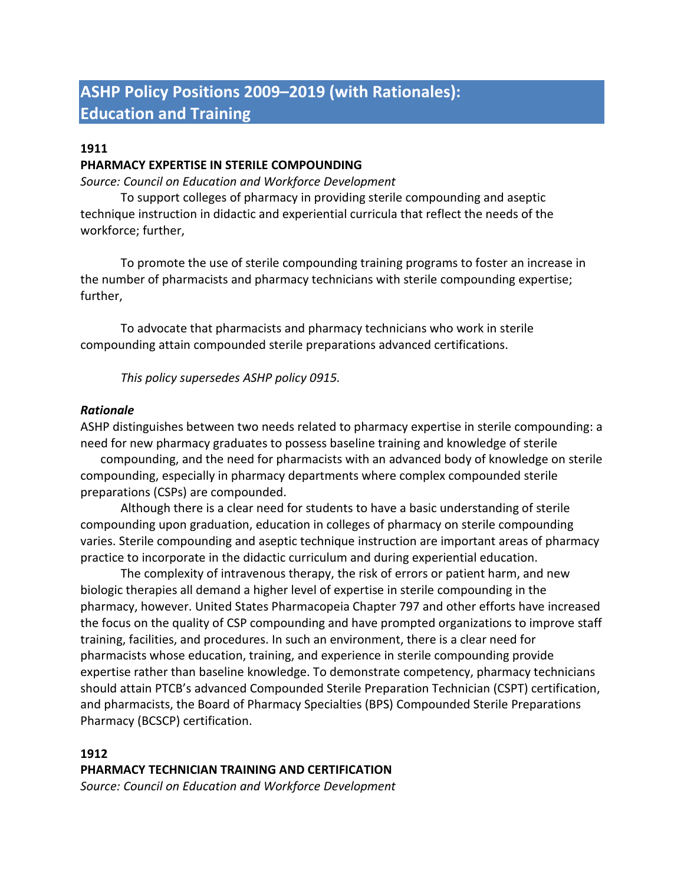# ASHP Policy Positions 2009–2019 (with Rationales): Education and Training

**1911**

**PHARMACY EXPERTISE IN STERILE COMPOUNDING**

*Source: Council on Education and Workforce Development*

To support colleges of pharmacy in providing sterile compounding and aseptic technique instruction in didactic and experiential curricula that reflect the needs of the workforce; further,

To promote the use of sterile compounding training programs to foster an increase in the number of pharmacists and pharmacy technicians with sterile compounding expertise; further,

To advocate that pharmacists and pharmacy technicians who work in sterile compounding attain compounded sterile preparations advanced certifications.

*This policy supersedes ASHP policy 0915.*

***Rationale***

ASHP distinguishes between two needs related to pharmacy expertise in sterile compounding: a need for new pharmacy graduates to possess baseline training and knowledge of sterile compounding, and the need for pharmacists with an advanced body of knowledge on sterile compounding, especially in pharmacy departments where complex compounded sterile preparations (CSPs) are compounded.

Although there is a clear need for students to have a basic understanding of sterile compounding upon graduation, education in colleges of pharmacy on sterile compounding varies. Sterile compounding and aseptic technique instruction are important areas of pharmacy practice to incorporate in the didactic curriculum and during experiential education.

The complexity of intravenous therapy, the risk of errors or patient harm, and new biologic therapies all demand a higher level of expertise in sterile compounding in the pharmacy, however. United States Pharmacopeia Chapter 797 and other efforts have increased the focus on the quality of CSP compounding and have prompted organizations to improve staff training, facilities, and procedures. In such an environment, there is a clear need for pharmacists whose education, training, and experience in sterile compounding provide expertise rather than baseline knowledge. To demonstrate competency, pharmacy technicians should attain PTCB's advanced Compounded Sterile Preparation Technician (CSPT) certification, and pharmacists, the Board of Pharmacy Specialties (BPS) Compounded Sterile Preparations Pharmacy (BCSCP) certification.

**1912**

**PHARMACY TECHNICIAN TRAINING AND CERTIFICATION**

*Source: Council on Education and Workforce Development*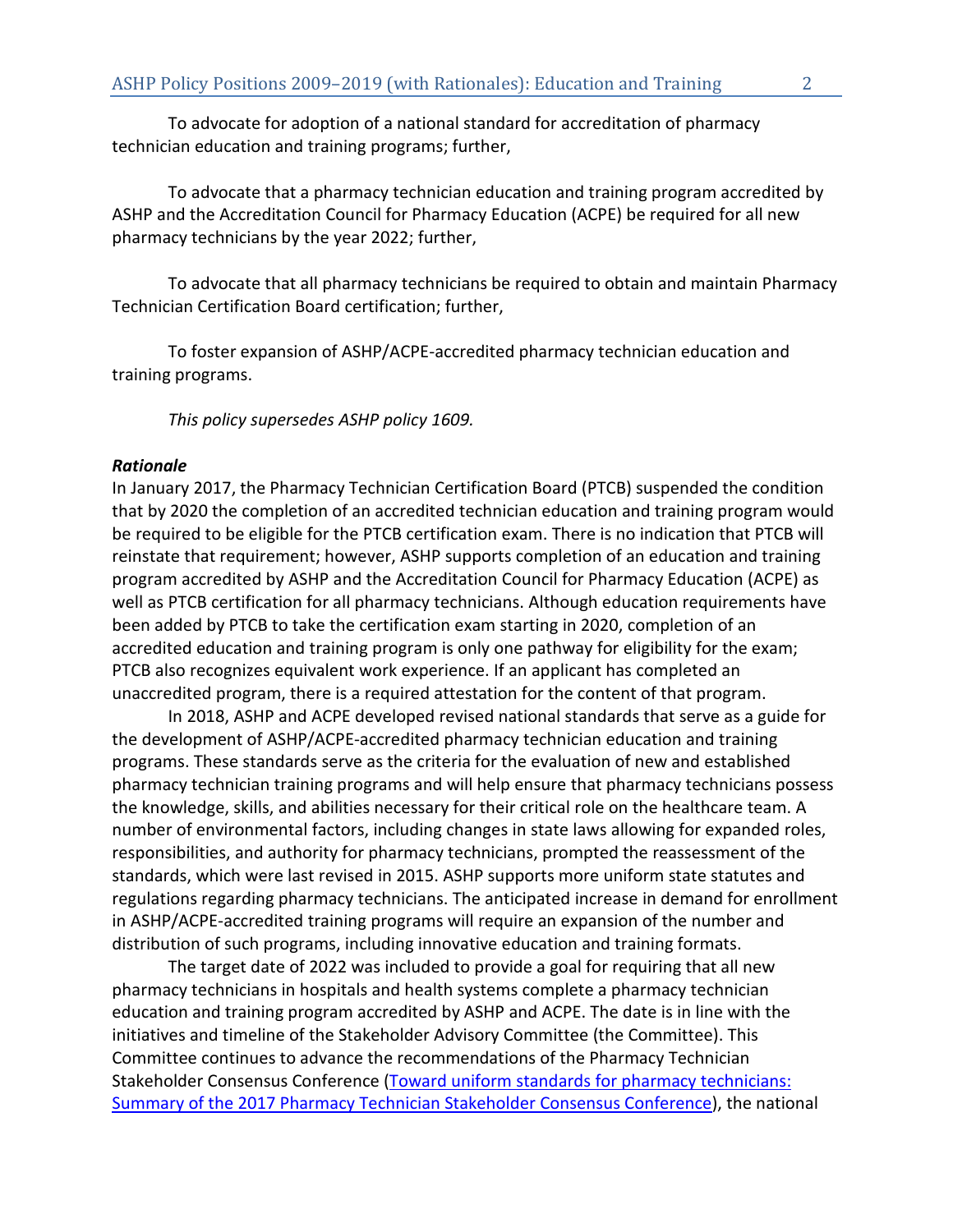To advocate for adoption of a national standard for accreditation of pharmacy technician education and training programs; further,

To advocate that a pharmacy technician education and training program accredited by ASHP and the Accreditation Council for Pharmacy Education (ACPE) be required for all new pharmacy technicians by the year 2022; further,

To advocate that all pharmacy technicians be required to obtain and maintain Pharmacy Technician Certification Board certification; further,

To foster expansion of ASHP/ACPE-accredited pharmacy technician education and training programs.

*This policy supersedes ASHP policy 1609.*

***Rationale***

In January 2017, the Pharmacy Technician Certification Board (PTCB) suspended the condition that by 2020 the completion of an accredited technician education and training program would be required to be eligible for the PTCB certification exam. There is no indication that PTCB will reinstate that requirement; however, ASHP supports completion of an education and training program accredited by ASHP and the Accreditation Council for Pharmacy Education (ACPE) as well as PTCB certification for all pharmacy technicians. Although education requirements have been added by PTCB to take the certification exam starting in 2020, completion of an accredited education and training program is only one pathway for eligibility for the exam; PTCB also recognizes equivalent work experience. If an applicant has completed an unaccredited program, there is a required attestation for the content of that program.

In 2018, ASHP and ACPE developed revised national standards that serve as a guide for the development of ASHP/ACPE-accredited pharmacy technician education and training programs. These standards serve as the criteria for the evaluation of new and established pharmacy technician training programs and will help ensure that pharmacy technicians possess the knowledge, skills, and abilities necessary for their critical role on the healthcare team. A number of environmental factors, including changes in state laws allowing for expanded roles, responsibilities, and authority for pharmacy technicians, prompted the reassessment of the standards, which were last revised in 2015. ASHP supports more uniform state statutes and regulations regarding pharmacy technicians. The anticipated increase in demand for enrollment in ASHP/ACPE-accredited training programs will require an expansion of the number and distribution of such programs, including innovative education and training formats.

The target date of 2022 was included to provide a goal for requiring that all new pharmacy technicians in hospitals and health systems complete a pharmacy technician education and training program accredited by ASHP and ACPE. The date is in line with the initiatives and timeline of the Stakeholder Advisory Committee (the Committee). This Committee continues to advance the recommendations of the Pharmacy Technician Stakeholder Consensus Conference ([Toward uniform standards for pharmacy technicians: Summary of the 2017 Pharmacy Technician Stakeholder Consensus Conference](Toward uniform standards for pharmacy technicians: Summary of the 2017 Pharmacy Technician Stakeholder Consensus Conference)), the national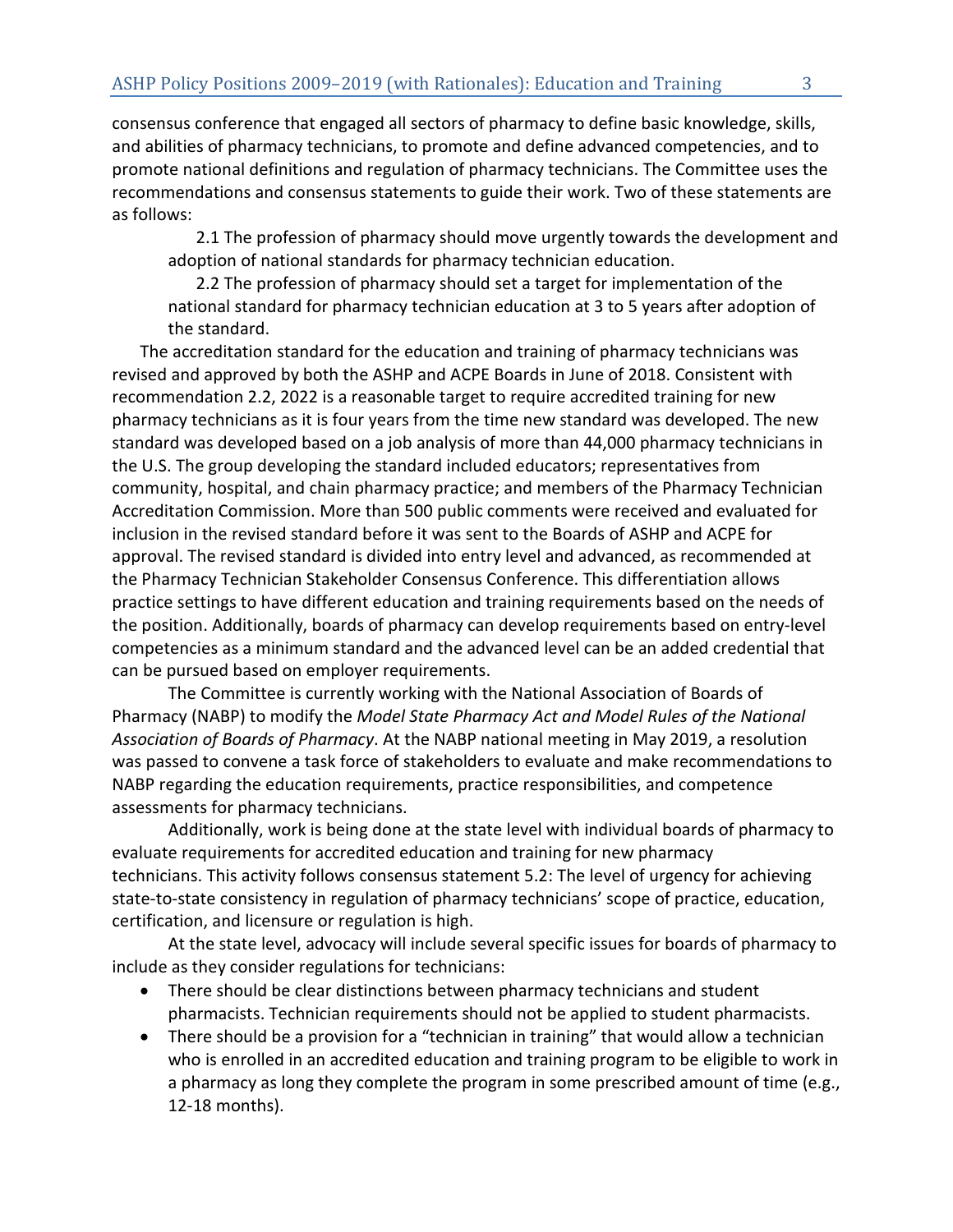consensus conference that engaged all sectors of pharmacy to define basic knowledge, skills, and abilities of pharmacy technicians, to promote and define advanced competencies, and to promote national definitions and regulation of pharmacy technicians. The Committee uses the recommendations and consensus statements to guide their work. Two of these statements are as follows:

> 2.1 The profession of pharmacy should move urgently towards the development and adoption of national standards for pharmacy technician education.
>
> 2.2 The profession of pharmacy should set a target for implementation of the national standard for pharmacy technician education at 3 to 5 years after adoption of the standard.

The accreditation standard for the education and training of pharmacy technicians was revised and approved by both the ASHP and ACPE Boards in June of 2018. Consistent with recommendation 2.2, 2022 is a reasonable target to require accredited training for new pharmacy technicians as it is four years from the time new standard was developed. The new standard was developed based on a job analysis of more than 44,000 pharmacy technicians in the U.S. The group developing the standard included educators; representatives from community, hospital, and chain pharmacy practice; and members of the Pharmacy Technician Accreditation Commission. More than 500 public comments were received and evaluated for inclusion in the revised standard before it was sent to the Boards of ASHP and ACPE for approval. The revised standard is divided into entry level and advanced, as recommended at the Pharmacy Technician Stakeholder Consensus Conference. This differentiation allows practice settings to have different education and training requirements based on the needs of the position. Additionally, boards of pharmacy can develop requirements based on entry-level competencies as a minimum standard and the advanced level can be an added credential that can be pursued based on employer requirements.

The Committee is currently working with the National Association of Boards of Pharmacy (NABP) to modify the *Model State Pharmacy Act and Model Rules of the National Association of Boards of Pharmacy*. At the NABP national meeting in May 2019, a resolution was passed to convene a task force of stakeholders to evaluate and make recommendations to NABP regarding the education requirements, practice responsibilities, and competence assessments for pharmacy technicians.

Additionally, work is being done at the state level with individual boards of pharmacy to evaluate requirements for accredited education and training for new pharmacy technicians. This activity follows consensus statement 5.2: The level of urgency for achieving state-to-state consistency in regulation of pharmacy technicians' scope of practice, education, certification, and licensure or regulation is high.

At the state level, advocacy will include several specific issues for boards of pharmacy to include as they consider regulations for technicians:

- There should be clear distinctions between pharmacy technicians and student pharmacists. Technician requirements should not be applied to student pharmacists.
- There should be a provision for a "technician in training" that would allow a technician who is enrolled in an accredited education and training program to be eligible to work in a pharmacy as long they complete the program in some prescribed amount of time (e.g., 12-18 months).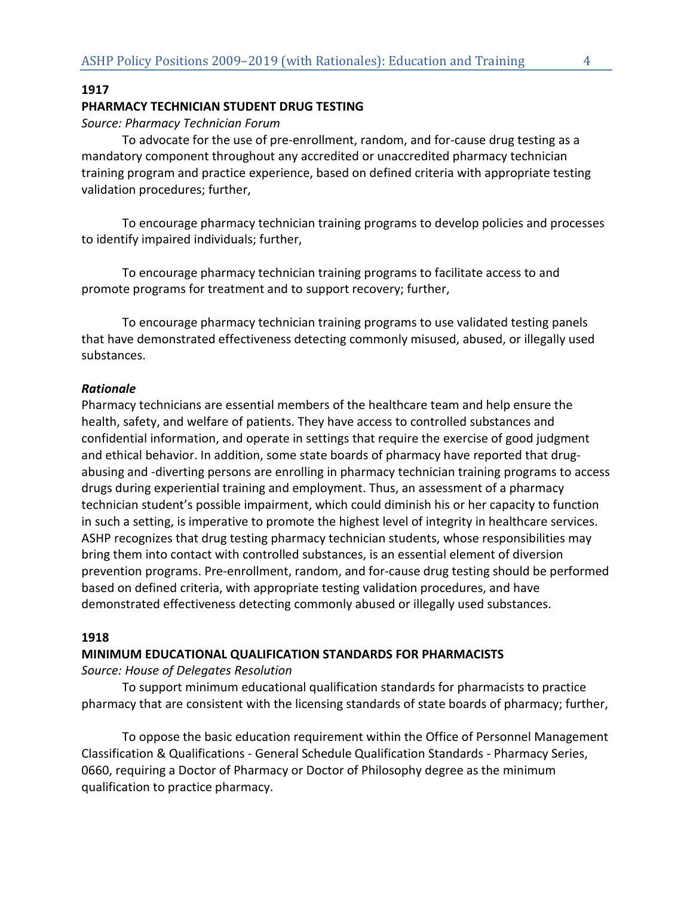**1917**

## PHARMACY TECHNICIAN STUDENT DRUG TESTING

*Source: Pharmacy Technician Forum*

To advocate for the use of pre-enrollment, random, and for-cause drug testing as a mandatory component throughout any accredited or unaccredited pharmacy technician training program and practice experience, based on defined criteria with appropriate testing validation procedures; further,

To encourage pharmacy technician training programs to develop policies and processes to identify impaired individuals; further,

To encourage pharmacy technician training programs to facilitate access to and promote programs for treatment and to support recovery; further,

To encourage pharmacy technician training programs to use validated testing panels that have demonstrated effectiveness detecting commonly misused, abused, or illegally used substances.

***Rationale***

Pharmacy technicians are essential members of the healthcare team and help ensure the health, safety, and welfare of patients. They have access to controlled substances and confidential information, and operate in settings that require the exercise of good judgment and ethical behavior. In addition, some state boards of pharmacy have reported that drug-abusing and -diverting persons are enrolling in pharmacy technician training programs to access drugs during experiential training and employment. Thus, an assessment of a pharmacy technician student's possible impairment, which could diminish his or her capacity to function in such a setting, is imperative to promote the highest level of integrity in healthcare services. ASHP recognizes that drug testing pharmacy technician students, whose responsibilities may bring them into contact with controlled substances, is an essential element of diversion prevention programs. Pre-enrollment, random, and for-cause drug testing should be performed based on defined criteria, with appropriate testing validation procedures, and have demonstrated effectiveness detecting commonly abused or illegally used substances.

**1918**

## MINIMUM EDUCATIONAL QUALIFICATION STANDARDS FOR PHARMACISTS

*Source: House of Delegates Resolution*

To support minimum educational qualification standards for pharmacists to practice pharmacy that are consistent with the licensing standards of state boards of pharmacy; further,

To oppose the basic education requirement within the Office of Personnel Management Classification & Qualifications - General Schedule Qualification Standards - Pharmacy Series, 0660, requiring a Doctor of Pharmacy or Doctor of Philosophy degree as the minimum qualification to practice pharmacy.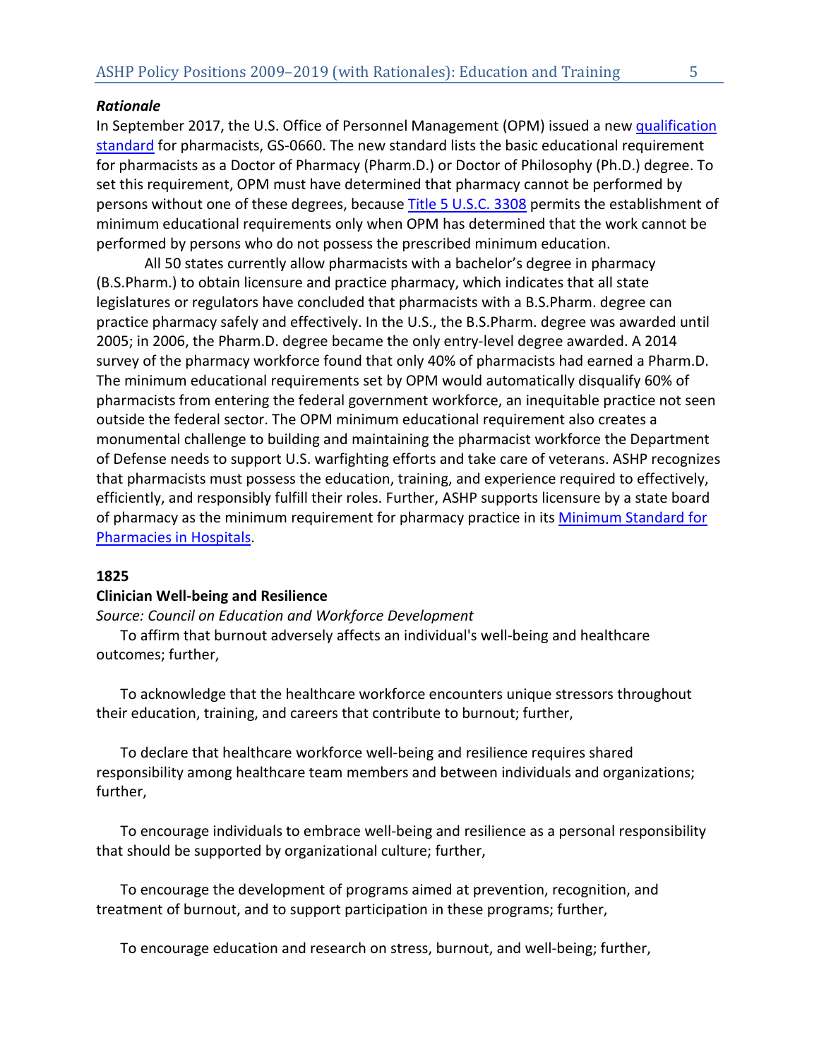***Rationale***

In September 2017, the U.S. Office of Personnel Management (OPM) issued a new qualification standard for pharmacists, GS-0660. The new standard lists the basic educational requirement for pharmacists as a Doctor of Pharmacy (Pharm.D.) or Doctor of Philosophy (Ph.D.) degree. To set this requirement, OPM must have determined that pharmacy cannot be performed by persons without one of these degrees, because Title 5 U.S.C. 3308 permits the establishment of minimum educational requirements only when OPM has determined that the work cannot be performed by persons who do not possess the prescribed minimum education.

All 50 states currently allow pharmacists with a bachelor's degree in pharmacy (B.S.Pharm.) to obtain licensure and practice pharmacy, which indicates that all state legislatures or regulators have concluded that pharmacists with a B.S.Pharm. degree can practice pharmacy safely and effectively. In the U.S., the B.S.Pharm. degree was awarded until 2005; in 2006, the Pharm.D. degree became the only entry-level degree awarded. A 2014 survey of the pharmacy workforce found that only 40% of pharmacists had earned a Pharm.D. The minimum educational requirements set by OPM would automatically disqualify 60% of pharmacists from entering the federal government workforce, an inequitable practice not seen outside the federal sector. The OPM minimum educational requirement also creates a monumental challenge to building and maintaining the pharmacist workforce the Department of Defense needs to support U.S. warfighting efforts and take care of veterans. ASHP recognizes that pharmacists must possess the education, training, and experience required to effectively, efficiently, and responsibly fulfill their roles. Further, ASHP supports licensure by a state board of pharmacy as the minimum requirement for pharmacy practice in its Minimum Standard for Pharmacies in Hospitals.

**1825**

**Clinician Well-being and Resilience**

*Source: Council on Education and Workforce Development*

To affirm that burnout adversely affects an individual's well-being and healthcare outcomes; further,

To acknowledge that the healthcare workforce encounters unique stressors throughout their education, training, and careers that contribute to burnout; further,

To declare that healthcare workforce well-being and resilience requires shared responsibility among healthcare team members and between individuals and organizations; further,

To encourage individuals to embrace well-being and resilience as a personal responsibility that should be supported by organizational culture; further,

To encourage the development of programs aimed at prevention, recognition, and treatment of burnout, and to support participation in these programs; further,

To encourage education and research on stress, burnout, and well-being; further,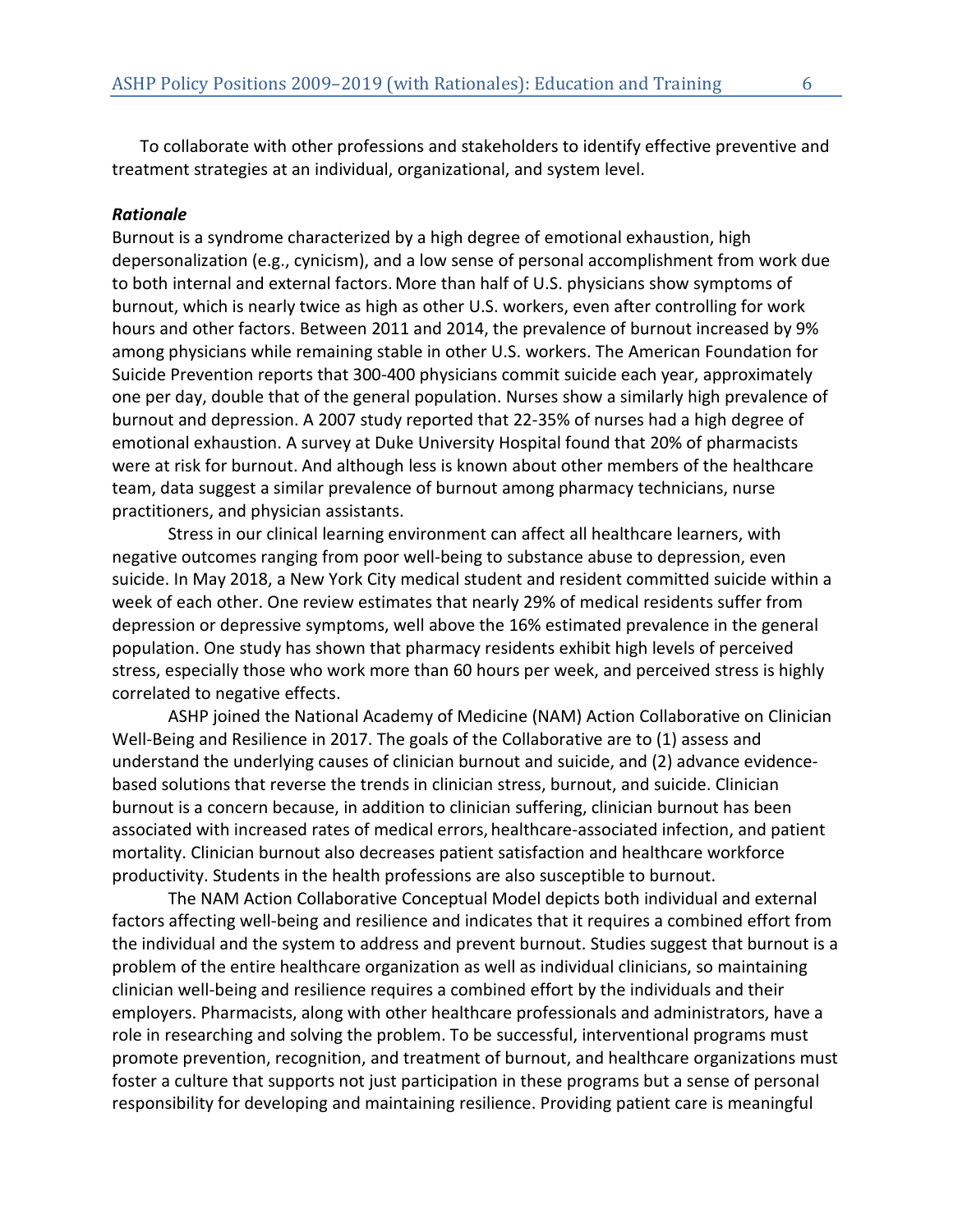To collaborate with other professions and stakeholders to identify effective preventive and treatment strategies at an individual, organizational, and system level.

***Rationale***

Burnout is a syndrome characterized by a high degree of emotional exhaustion, high depersonalization (e.g., cynicism), and a low sense of personal accomplishment from work due to both internal and external factors. More than half of U.S. physicians show symptoms of burnout, which is nearly twice as high as other U.S. workers, even after controlling for work hours and other factors. Between 2011 and 2014, the prevalence of burnout increased by 9% among physicians while remaining stable in other U.S. workers. The American Foundation for Suicide Prevention reports that 300-400 physicians commit suicide each year, approximately one per day, double that of the general population. Nurses show a similarly high prevalence of burnout and depression. A 2007 study reported that 22-35% of nurses had a high degree of emotional exhaustion. A survey at Duke University Hospital found that 20% of pharmacists were at risk for burnout. And although less is known about other members of the healthcare team, data suggest a similar prevalence of burnout among pharmacy technicians, nurse practitioners, and physician assistants.

Stress in our clinical learning environment can affect all healthcare learners, with negative outcomes ranging from poor well-being to substance abuse to depression, even suicide. In May 2018, a New York City medical student and resident committed suicide within a week of each other. One review estimates that nearly 29% of medical residents suffer from depression or depressive symptoms, well above the 16% estimated prevalence in the general population. One study has shown that pharmacy residents exhibit high levels of perceived stress, especially those who work more than 60 hours per week, and perceived stress is highly correlated to negative effects.

ASHP joined the National Academy of Medicine (NAM) Action Collaborative on Clinician Well-Being and Resilience in 2017. The goals of the Collaborative are to (1) assess and understand the underlying causes of clinician burnout and suicide, and (2) advance evidence-based solutions that reverse the trends in clinician stress, burnout, and suicide. Clinician burnout is a concern because, in addition to clinician suffering, clinician burnout has been associated with increased rates of medical errors, healthcare-associated infection, and patient mortality. Clinician burnout also decreases patient satisfaction and healthcare workforce productivity. Students in the health professions are also susceptible to burnout.

The NAM Action Collaborative Conceptual Model depicts both individual and external factors affecting well-being and resilience and indicates that it requires a combined effort from the individual and the system to address and prevent burnout. Studies suggest that burnout is a problem of the entire healthcare organization as well as individual clinicians, so maintaining clinician well-being and resilience requires a combined effort by the individuals and their employers. Pharmacists, along with other healthcare professionals and administrators, have a role in researching and solving the problem. To be successful, interventional programs must promote prevention, recognition, and treatment of burnout, and healthcare organizations must foster a culture that supports not just participation in these programs but a sense of personal responsibility for developing and maintaining resilience. Providing patient care is meaningful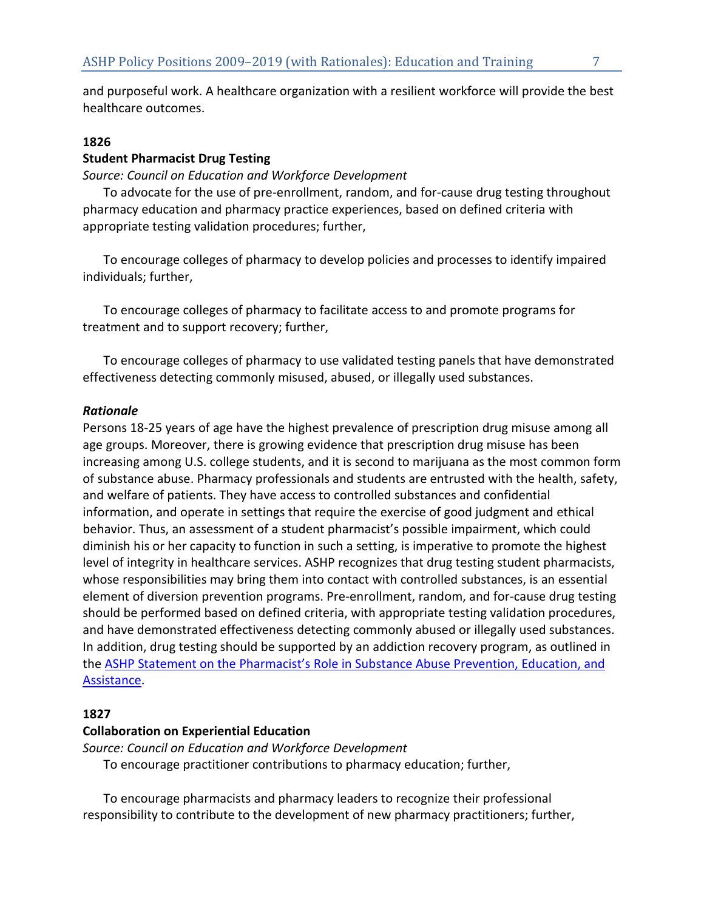and purposeful work. A healthcare organization with a resilient workforce will provide the best healthcare outcomes.

**1826**

**Student Pharmacist Drug Testing**

*Source: Council on Education and Workforce Development*

To advocate for the use of pre-enrollment, random, and for-cause drug testing throughout pharmacy education and pharmacy practice experiences, based on defined criteria with appropriate testing validation procedures; further,

To encourage colleges of pharmacy to develop policies and processes to identify impaired individuals; further,

To encourage colleges of pharmacy to facilitate access to and promote programs for treatment and to support recovery; further,

To encourage colleges of pharmacy to use validated testing panels that have demonstrated effectiveness detecting commonly misused, abused, or illegally used substances.

***Rationale***

Persons 18-25 years of age have the highest prevalence of prescription drug misuse among all age groups. Moreover, there is growing evidence that prescription drug misuse has been increasing among U.S. college students, and it is second to marijuana as the most common form of substance abuse. Pharmacy professionals and students are entrusted with the health, safety, and welfare of patients. They have access to controlled substances and confidential information, and operate in settings that require the exercise of good judgment and ethical behavior. Thus, an assessment of a student pharmacist's possible impairment, which could diminish his or her capacity to function in such a setting, is imperative to promote the highest level of integrity in healthcare services. ASHP recognizes that drug testing student pharmacists, whose responsibilities may bring them into contact with controlled substances, is an essential element of diversion prevention programs. Pre-enrollment, random, and for-cause drug testing should be performed based on defined criteria, with appropriate testing validation procedures, and have demonstrated effectiveness detecting commonly abused or illegally used substances. In addition, drug testing should be supported by an addiction recovery program, as outlined in the ASHP Statement on the Pharmacist's Role in Substance Abuse Prevention, Education, and Assistance.

**1827**

**Collaboration on Experiential Education**

*Source: Council on Education and Workforce Development*

To encourage practitioner contributions to pharmacy education; further,

To encourage pharmacists and pharmacy leaders to recognize their professional responsibility to contribute to the development of new pharmacy practitioners; further,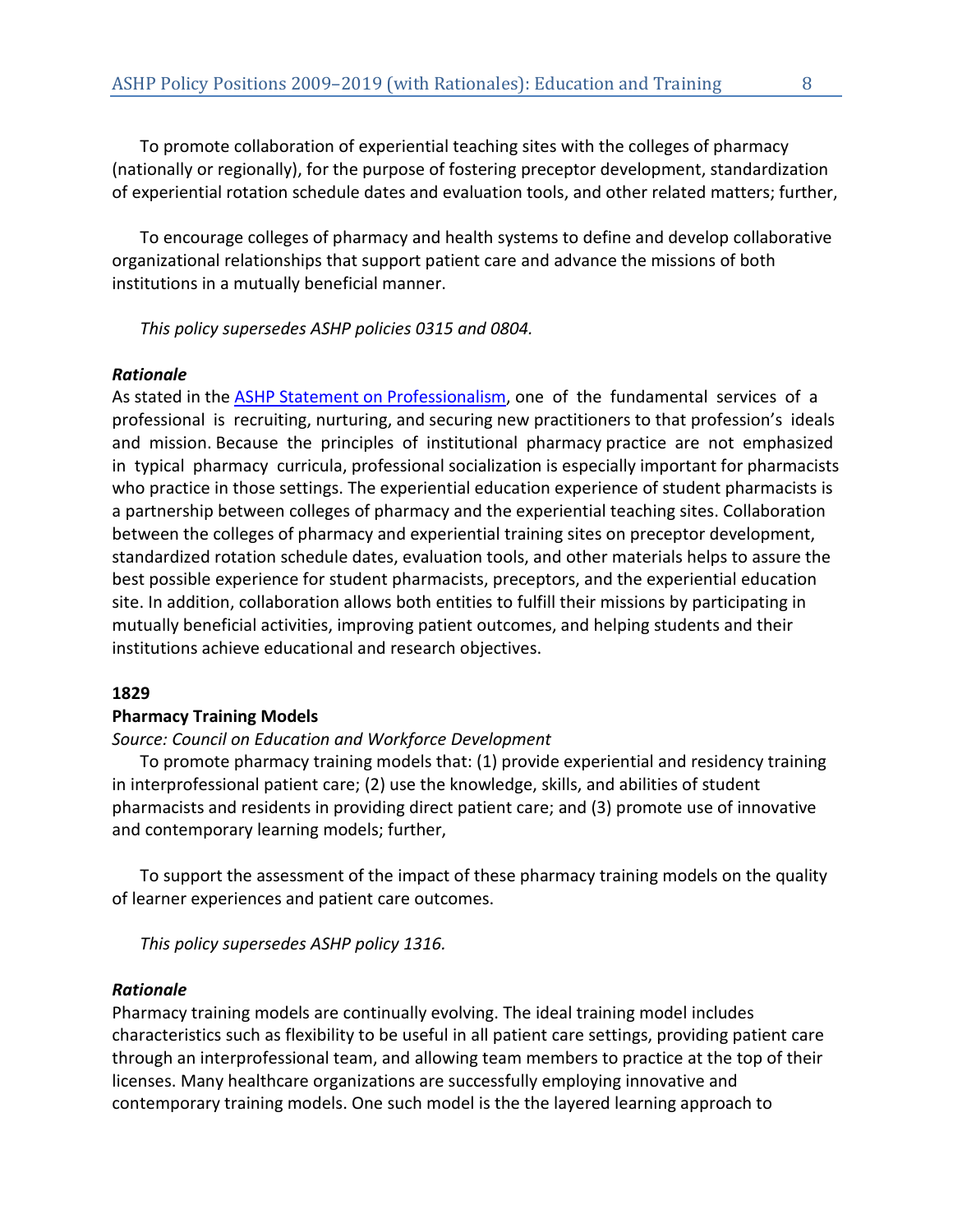To promote collaboration of experiential teaching sites with the colleges of pharmacy (nationally or regionally), for the purpose of fostering preceptor development, standardization of experiential rotation schedule dates and evaluation tools, and other related matters; further,

To encourage colleges of pharmacy and health systems to define and develop collaborative organizational relationships that support patient care and advance the missions of both institutions in a mutually beneficial manner.

*This policy supersedes ASHP policies 0315 and 0804.*

***Rationale***

As stated in the [ASHP Statement on Professionalism](), one of the fundamental services of a professional is recruiting, nurturing, and securing new practitioners to that profession's ideals and mission. Because the principles of institutional pharmacy practice are not emphasized in typical pharmacy curricula, professional socialization is especially important for pharmacists who practice in those settings. The experiential education experience of student pharmacists is a partnership between colleges of pharmacy and the experiential teaching sites. Collaboration between the colleges of pharmacy and experiential training sites on preceptor development, standardized rotation schedule dates, evaluation tools, and other materials helps to assure the best possible experience for student pharmacists, preceptors, and the experiential education site. In addition, collaboration allows both entities to fulfill their missions by participating in mutually beneficial activities, improving patient outcomes, and helping students and their institutions achieve educational and research objectives.

**1829**

**Pharmacy Training Models**

*Source: Council on Education and Workforce Development*

To promote pharmacy training models that: (1) provide experiential and residency training in interprofessional patient care; (2) use the knowledge, skills, and abilities of student pharmacists and residents in providing direct patient care; and (3) promote use of innovative and contemporary learning models; further,

To support the assessment of the impact of these pharmacy training models on the quality of learner experiences and patient care outcomes.

*This policy supersedes ASHP policy 1316.*

***Rationale***

Pharmacy training models are continually evolving. The ideal training model includes characteristics such as flexibility to be useful in all patient care settings, providing patient care through an interprofessional team, and allowing team members to practice at the top of their licenses. Many healthcare organizations are successfully employing innovative and contemporary training models. One such model is the the layered learning approach to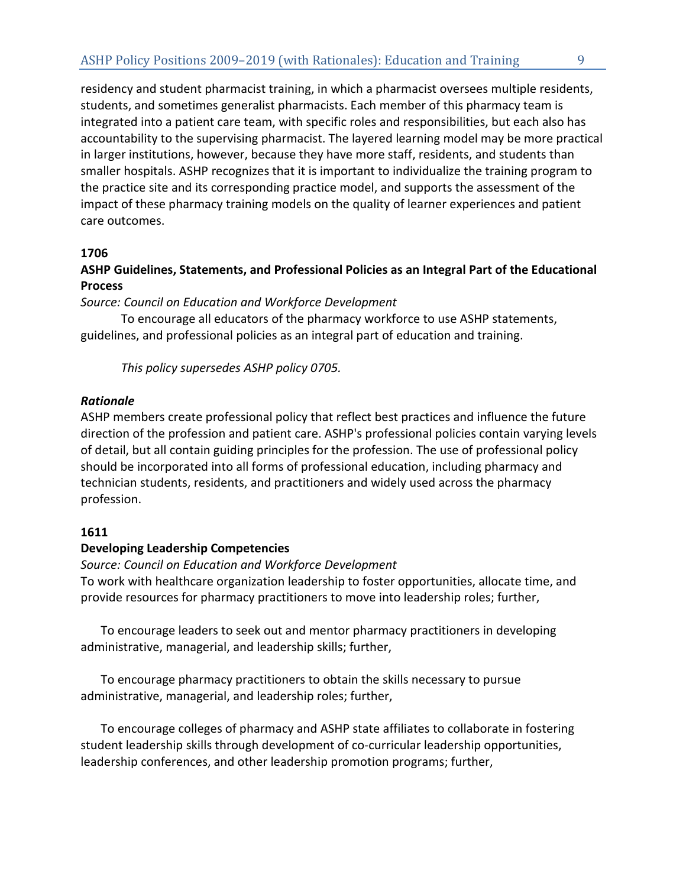residency and student pharmacist training, in which a pharmacist oversees multiple residents, students, and sometimes generalist pharmacists. Each member of this pharmacy team is integrated into a patient care team, with specific roles and responsibilities, but each also has accountability to the supervising pharmacist. The layered learning model may be more practical in larger institutions, however, because they have more staff, residents, and students than smaller hospitals. ASHP recognizes that it is important to individualize the training program to the practice site and its corresponding practice model, and supports the assessment of the impact of these pharmacy training models on the quality of learner experiences and patient care outcomes.

**1706**

**ASHP Guidelines, Statements, and Professional Policies as an Integral Part of the Educational Process**

*Source: Council on Education and Workforce Development*

To encourage all educators of the pharmacy workforce to use ASHP statements, guidelines, and professional policies as an integral part of education and training.

*This policy supersedes ASHP policy 0705.*

***Rationale***

ASHP members create professional policy that reflect best practices and influence the future direction of the profession and patient care. ASHP's professional policies contain varying levels of detail, but all contain guiding principles for the profession. The use of professional policy should be incorporated into all forms of professional education, including pharmacy and technician students, residents, and practitioners and widely used across the pharmacy profession.

**1611**

**Developing Leadership Competencies**

*Source: Council on Education and Workforce Development*

To work with healthcare organization leadership to foster opportunities, allocate time, and provide resources for pharmacy practitioners to move into leadership roles; further,

To encourage leaders to seek out and mentor pharmacy practitioners in developing administrative, managerial, and leadership skills; further,

To encourage pharmacy practitioners to obtain the skills necessary to pursue administrative, managerial, and leadership roles; further,

To encourage colleges of pharmacy and ASHP state affiliates to collaborate in fostering student leadership skills through development of co-curricular leadership opportunities, leadership conferences, and other leadership promotion programs; further,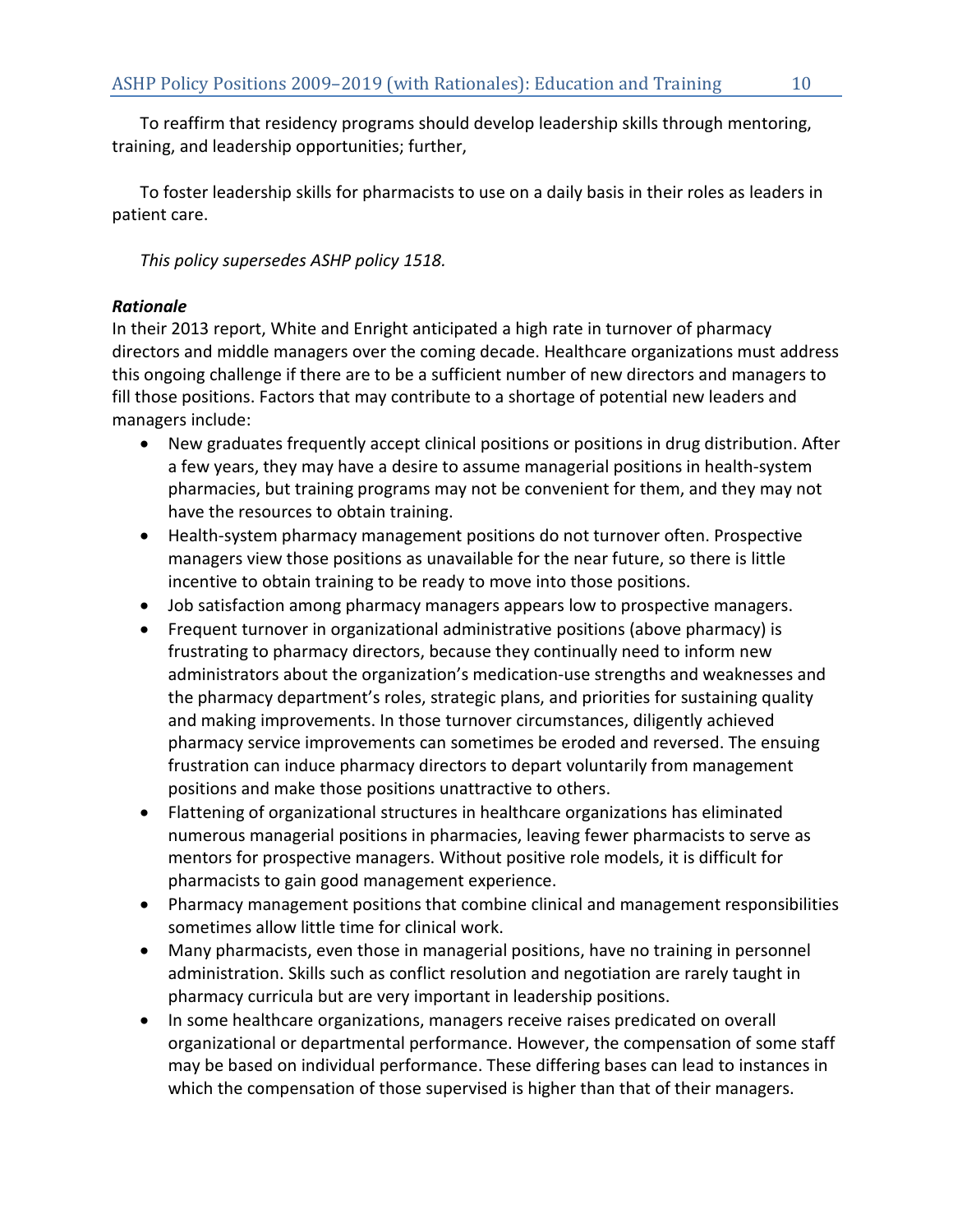To reaffirm that residency programs should develop leadership skills through mentoring, training, and leadership opportunities; further,

To foster leadership skills for pharmacists to use on a daily basis in their roles as leaders in patient care.

*This policy supersedes ASHP policy 1518.*

***Rationale***

In their 2013 report, White and Enright anticipated a high rate in turnover of pharmacy directors and middle managers over the coming decade. Healthcare organizations must address this ongoing challenge if there are to be a sufficient number of new directors and managers to fill those positions. Factors that may contribute to a shortage of potential new leaders and managers include:

- New graduates frequently accept clinical positions or positions in drug distribution. After a few years, they may have a desire to assume managerial positions in health-system pharmacies, but training programs may not be convenient for them, and they may not have the resources to obtain training.
- Health-system pharmacy management positions do not turnover often. Prospective managers view those positions as unavailable for the near future, so there is little incentive to obtain training to be ready to move into those positions.
- Job satisfaction among pharmacy managers appears low to prospective managers.
- Frequent turnover in organizational administrative positions (above pharmacy) is frustrating to pharmacy directors, because they continually need to inform new administrators about the organization's medication-use strengths and weaknesses and the pharmacy department's roles, strategic plans, and priorities for sustaining quality and making improvements. In those turnover circumstances, diligently achieved pharmacy service improvements can sometimes be eroded and reversed. The ensuing frustration can induce pharmacy directors to depart voluntarily from management positions and make those positions unattractive to others.
- Flattening of organizational structures in healthcare organizations has eliminated numerous managerial positions in pharmacies, leaving fewer pharmacists to serve as mentors for prospective managers. Without positive role models, it is difficult for pharmacists to gain good management experience.
- Pharmacy management positions that combine clinical and management responsibilities sometimes allow little time for clinical work.
- Many pharmacists, even those in managerial positions, have no training in personnel administration. Skills such as conflict resolution and negotiation are rarely taught in pharmacy curricula but are very important in leadership positions.
- In some healthcare organizations, managers receive raises predicated on overall organizational or departmental performance. However, the compensation of some staff may be based on individual performance. These differing bases can lead to instances in which the compensation of those supervised is higher than that of their managers.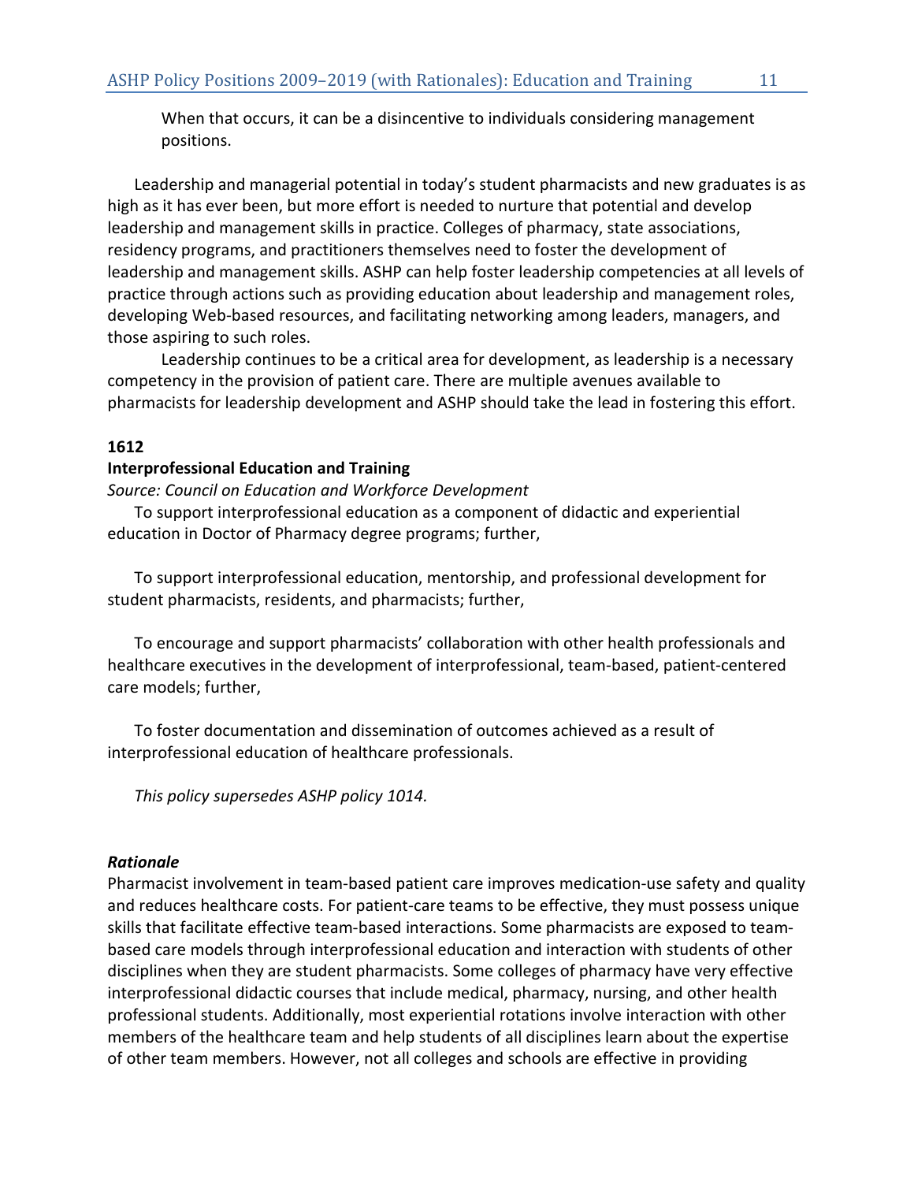When that occurs, it can be a disincentive to individuals considering management positions.

Leadership and managerial potential in today's student pharmacists and new graduates is as high as it has ever been, but more effort is needed to nurture that potential and develop leadership and management skills in practice. Colleges of pharmacy, state associations, residency programs, and practitioners themselves need to foster the development of leadership and management skills. ASHP can help foster leadership competencies at all levels of practice through actions such as providing education about leadership and management roles, developing Web-based resources, and facilitating networking among leaders, managers, and those aspiring to such roles.

Leadership continues to be a critical area for development, as leadership is a necessary competency in the provision of patient care. There are multiple avenues available to pharmacists for leadership development and ASHP should take the lead in fostering this effort.

**1612**

**Interprofessional Education and Training**

*Source: Council on Education and Workforce Development*

To support interprofessional education as a component of didactic and experiential education in Doctor of Pharmacy degree programs; further,

To support interprofessional education, mentorship, and professional development for student pharmacists, residents, and pharmacists; further,

To encourage and support pharmacists' collaboration with other health professionals and healthcare executives in the development of interprofessional, team-based, patient-centered care models; further,

To foster documentation and dissemination of outcomes achieved as a result of interprofessional education of healthcare professionals.

*This policy supersedes ASHP policy 1014.*

***Rationale***

Pharmacist involvement in team-based patient care improves medication-use safety and quality and reduces healthcare costs. For patient-care teams to be effective, they must possess unique skills that facilitate effective team-based interactions. Some pharmacists are exposed to team-based care models through interprofessional education and interaction with students of other disciplines when they are student pharmacists. Some colleges of pharmacy have very effective interprofessional didactic courses that include medical, pharmacy, nursing, and other health professional students. Additionally, most experiential rotations involve interaction with other members of the healthcare team and help students of all disciplines learn about the expertise of other team members. However, not all colleges and schools are effective in providing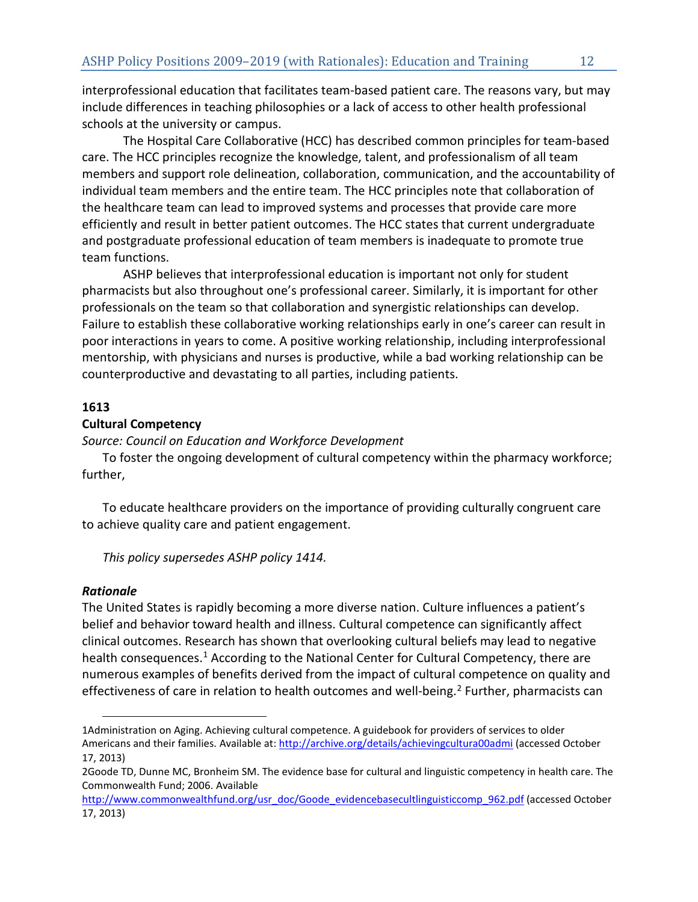interprofessional education that facilitates team-based patient care. The reasons vary, but may include differences in teaching philosophies or a lack of access to other health professional schools at the university or campus.

The Hospital Care Collaborative (HCC) has described common principles for team-based care. The HCC principles recognize the knowledge, talent, and professionalism of all team members and support role delineation, collaboration, communication, and the accountability of individual team members and the entire team. The HCC principles note that collaboration of the healthcare team can lead to improved systems and processes that provide care more efficiently and result in better patient outcomes. The HCC states that current undergraduate and postgraduate professional education of team members is inadequate to promote true team functions.

ASHP believes that interprofessional education is important not only for student pharmacists but also throughout one's professional career. Similarly, it is important for other professionals on the team so that collaboration and synergistic relationships can develop. Failure to establish these collaborative working relationships early in one's career can result in poor interactions in years to come. A positive working relationship, including interprofessional mentorship, with physicians and nurses is productive, while a bad working relationship can be counterproductive and devastating to all parties, including patients.

**1613**

**Cultural Competency**

*Source: Council on Education and Workforce Development*

To foster the ongoing development of cultural competency within the pharmacy workforce; further,

To educate healthcare providers on the importance of providing culturally congruent care to achieve quality care and patient engagement.

*This policy supersedes ASHP policy 1414.*

***Rationale***

The United States is rapidly becoming a more diverse nation. Culture influences a patient's belief and behavior toward health and illness. Cultural competence can significantly affect clinical outcomes. Research has shown that overlooking cultural beliefs may lead to negative health consequences.[1] According to the National Center for Cultural Competency, there are numerous examples of benefits derived from the impact of cultural competence on quality and effectiveness of care in relation to health outcomes and well-being.[2] Further, pharmacists can

1Administration on Aging. Achieving cultural competence. A guidebook for providers of services to older Americans and their families. Available at: http://archive.org/details/achievingcultura00admi (accessed October 17, 2013)

2Goode TD, Dunne MC, Bronheim SM. The evidence base for cultural and linguistic competency in health care. The Commonwealth Fund; 2006. Available http://www.commonwealthfund.org/usr_doc/Goode_evidencebasecultlinguisticcomp_962.pdf (accessed October 17, 2013)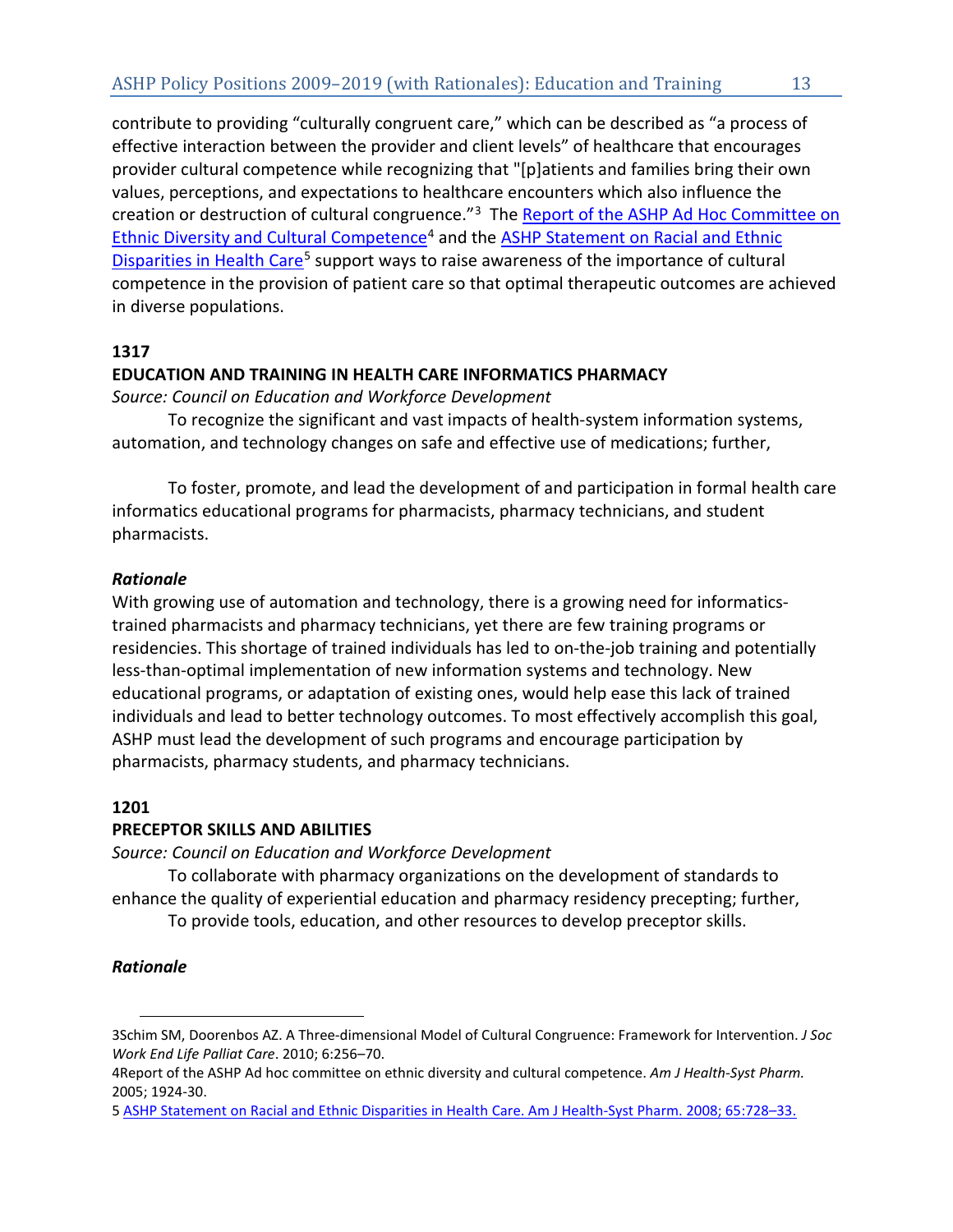contribute to providing "culturally congruent care," which can be described as "a process of effective interaction between the provider and client levels" of healthcare that encourages provider cultural competence while recognizing that "[p]atients and families bring their own values, perceptions, and expectations to healthcare encounters which also influence the creation or destruction of cultural congruence."[3] The [Report of the ASHP Ad Hoc Committee on Ethnic Diversity and Cultural Competence][4] and the [ASHP Statement on Racial and Ethnic Disparities in Health Care][5] support ways to raise awareness of the importance of cultural competence in the provision of patient care so that optimal therapeutic outcomes are achieved in diverse populations.

**1317**

**EDUCATION AND TRAINING IN HEALTH CARE INFORMATICS PHARMACY**

*Source: Council on Education and Workforce Development*

To recognize the significant and vast impacts of health-system information systems, automation, and technology changes on safe and effective use of medications; further,

To foster, promote, and lead the development of and participation in formal health care informatics educational programs for pharmacists, pharmacy technicians, and student pharmacists.

***Rationale***

With growing use of automation and technology, there is a growing need for informatics-trained pharmacists and pharmacy technicians, yet there are few training programs or residencies. This shortage of trained individuals has led to on-the-job training and potentially less-than-optimal implementation of new information systems and technology. New educational programs, or adaptation of existing ones, would help ease this lack of trained individuals and lead to better technology outcomes. To most effectively accomplish this goal, ASHP must lead the development of such programs and encourage participation by pharmacists, pharmacy students, and pharmacy technicians.

**1201**

**PRECEPTOR SKILLS AND ABILITIES**

*Source: Council on Education and Workforce Development*

To collaborate with pharmacy organizations on the development of standards to enhance the quality of experiential education and pharmacy residency precepting; further,

To provide tools, education, and other resources to develop preceptor skills.

***Rationale***

---

3Schim SM, Doorenbos AZ. A Three-dimensional Model of Cultural Congruence: Framework for Intervention. *J Soc Work End Life Palliat Care*. 2010; 6:256–70.

4Report of the ASHP Ad hoc committee on ethnic diversity and cultural competence. *Am J Health-Syst Pharm.* 2005; 1924-30.

5 ASHP Statement on Racial and Ethnic Disparities in Health Care. Am J Health-Syst Pharm. 2008; 65:728–33.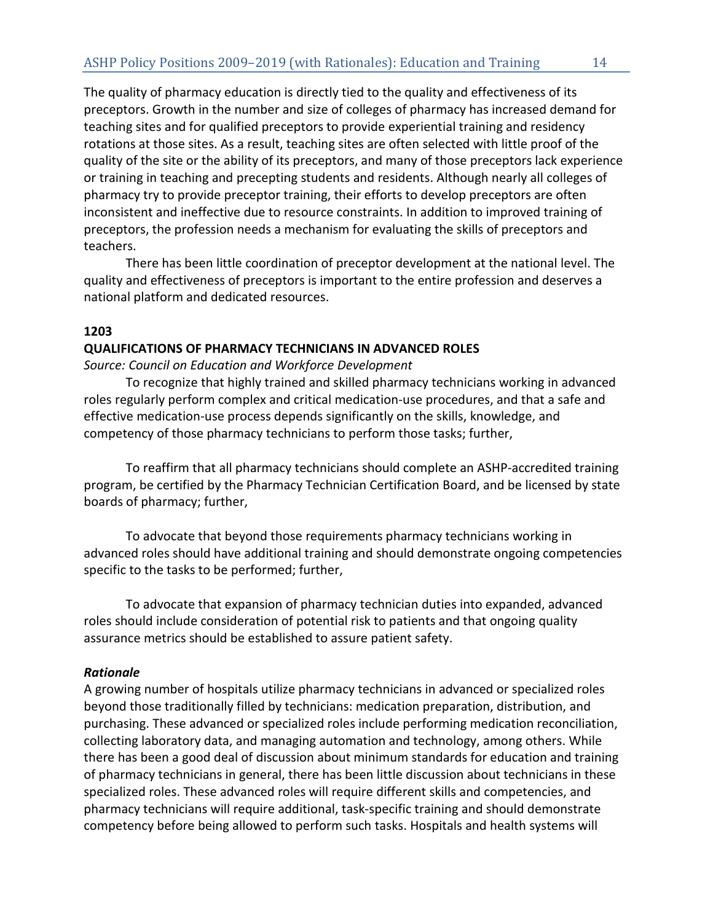The quality of pharmacy education is directly tied to the quality and effectiveness of its preceptors. Growth in the number and size of colleges of pharmacy has increased demand for teaching sites and for qualified preceptors to provide experiential training and residency rotations at those sites. As a result, teaching sites are often selected with little proof of the quality of the site or the ability of its preceptors, and many of those preceptors lack experience or training in teaching and precepting students and residents. Although nearly all colleges of pharmacy try to provide preceptor training, their efforts to develop preceptors are often inconsistent and ineffective due to resource constraints. In addition to improved training of preceptors, the profession needs a mechanism for evaluating the skills of preceptors and teachers.

There has been little coordination of preceptor development at the national level. The quality and effectiveness of preceptors is important to the entire profession and deserves a national platform and dedicated resources.

**1203**

**QUALIFICATIONS OF PHARMACY TECHNICIANS IN ADVANCED ROLES**

*Source: Council on Education and Workforce Development*

To recognize that highly trained and skilled pharmacy technicians working in advanced roles regularly perform complex and critical medication-use procedures, and that a safe and effective medication-use process depends significantly on the skills, knowledge, and competency of those pharmacy technicians to perform those tasks; further,

To reaffirm that all pharmacy technicians should complete an ASHP-accredited training program, be certified by the Pharmacy Technician Certification Board, and be licensed by state boards of pharmacy; further,

To advocate that beyond those requirements pharmacy technicians working in advanced roles should have additional training and should demonstrate ongoing competencies specific to the tasks to be performed; further,

To advocate that expansion of pharmacy technician duties into expanded, advanced roles should include consideration of potential risk to patients and that ongoing quality assurance metrics should be established to assure patient safety.

***Rationale***

A growing number of hospitals utilize pharmacy technicians in advanced or specialized roles beyond those traditionally filled by technicians: medication preparation, distribution, and purchasing. These advanced or specialized roles include performing medication reconciliation, collecting laboratory data, and managing automation and technology, among others. While there has been a good deal of discussion about minimum standards for education and training of pharmacy technicians in general, there has been little discussion about technicians in these specialized roles. These advanced roles will require different skills and competencies, and pharmacy technicians will require additional, task-specific training and should demonstrate competency before being allowed to perform such tasks. Hospitals and health systems will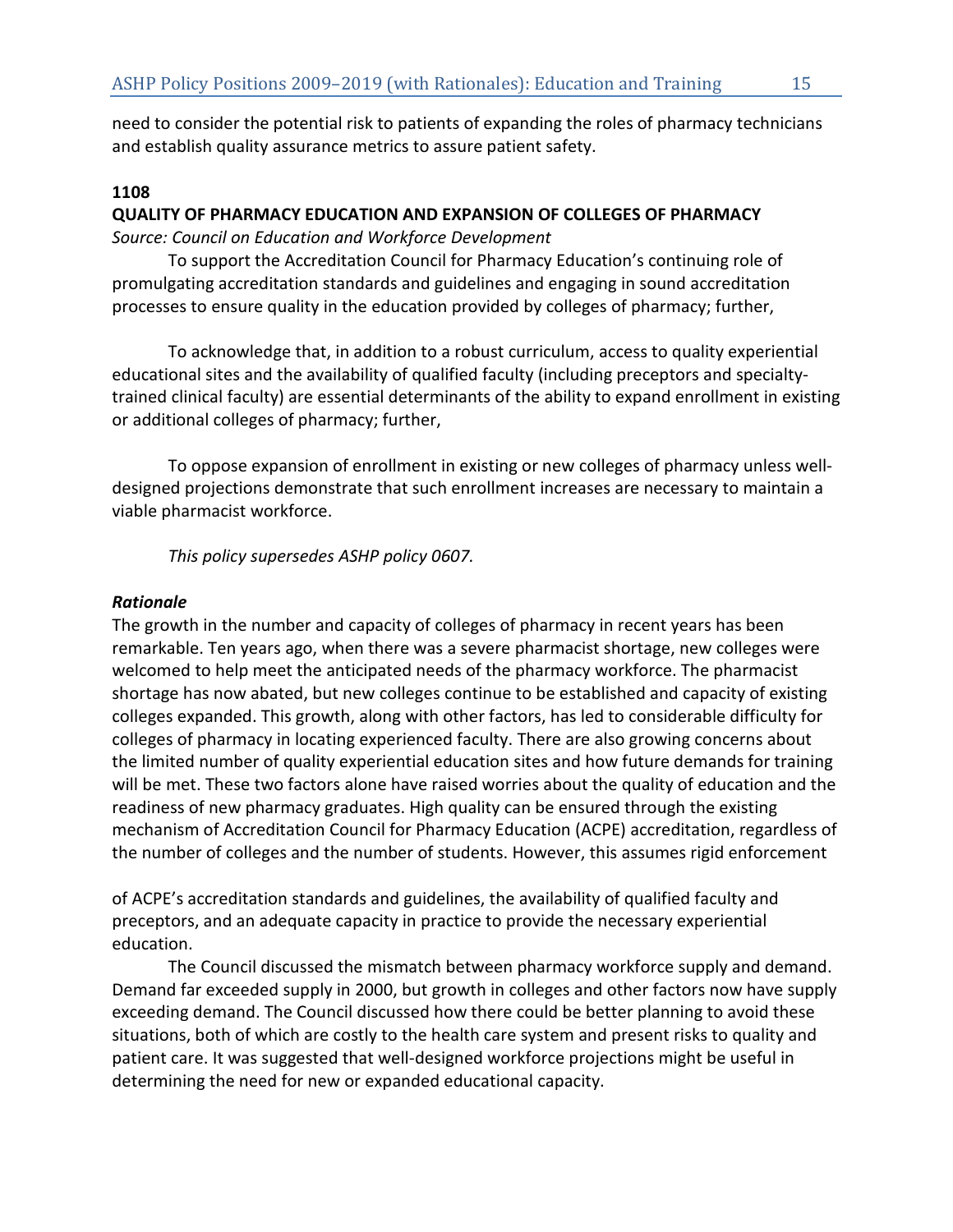need to consider the potential risk to patients of expanding the roles of pharmacy technicians and establish quality assurance metrics to assure patient safety.

**1108**

**QUALITY OF PHARMACY EDUCATION AND EXPANSION OF COLLEGES OF PHARMACY**

*Source: Council on Education and Workforce Development*

To support the Accreditation Council for Pharmacy Education's continuing role of promulgating accreditation standards and guidelines and engaging in sound accreditation processes to ensure quality in the education provided by colleges of pharmacy; further,

To acknowledge that, in addition to a robust curriculum, access to quality experiential educational sites and the availability of qualified faculty (including preceptors and specialty-trained clinical faculty) are essential determinants of the ability to expand enrollment in existing or additional colleges of pharmacy; further,

To oppose expansion of enrollment in existing or new colleges of pharmacy unless well-designed projections demonstrate that such enrollment increases are necessary to maintain a viable pharmacist workforce.

*This policy supersedes ASHP policy 0607.*

***Rationale***

The growth in the number and capacity of colleges of pharmacy in recent years has been remarkable. Ten years ago, when there was a severe pharmacist shortage, new colleges were welcomed to help meet the anticipated needs of the pharmacy workforce. The pharmacist shortage has now abated, but new colleges continue to be established and capacity of existing colleges expanded. This growth, along with other factors, has led to considerable difficulty for colleges of pharmacy in locating experienced faculty. There are also growing concerns about the limited number of quality experiential education sites and how future demands for training will be met. These two factors alone have raised worries about the quality of education and the readiness of new pharmacy graduates. High quality can be ensured through the existing mechanism of Accreditation Council for Pharmacy Education (ACPE) accreditation, regardless of the number of colleges and the number of students. However, this assumes rigid enforcement of ACPE's accreditation standards and guidelines, the availability of qualified faculty and preceptors, and an adequate capacity in practice to provide the necessary experiential education.

The Council discussed the mismatch between pharmacy workforce supply and demand. Demand far exceeded supply in 2000, but growth in colleges and other factors now have supply exceeding demand. The Council discussed how there could be better planning to avoid these situations, both of which are costly to the health care system and present risks to quality and patient care. It was suggested that well-designed workforce projections might be useful in determining the need for new or expanded educational capacity.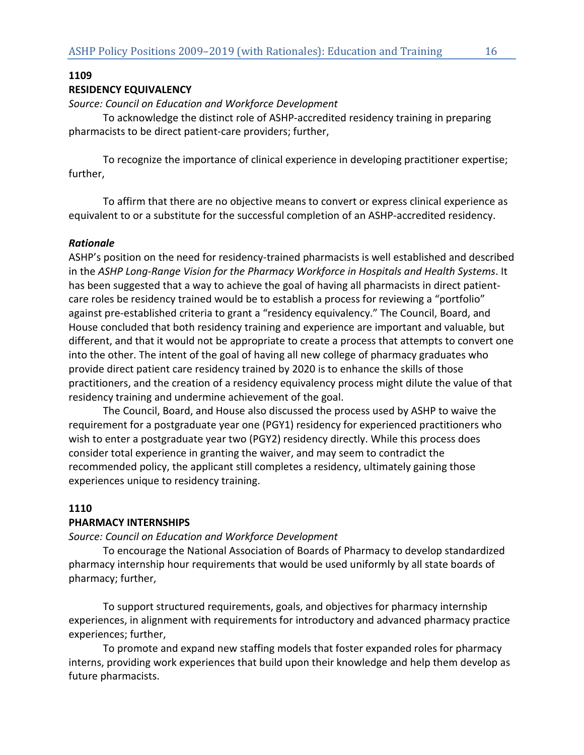**1109**

**RESIDENCY EQUIVALENCY**

*Source: Council on Education and Workforce Development*

To acknowledge the distinct role of ASHP-accredited residency training in preparing pharmacists to be direct patient-care providers; further,

To recognize the importance of clinical experience in developing practitioner expertise; further,

To affirm that there are no objective means to convert or express clinical experience as equivalent to or a substitute for the successful completion of an ASHP-accredited residency.

***Rationale***

ASHP's position on the need for residency-trained pharmacists is well established and described in the *ASHP Long-Range Vision for the Pharmacy Workforce in Hospitals and Health Systems*. It has been suggested that a way to achieve the goal of having all pharmacists in direct patient-care roles be residency trained would be to establish a process for reviewing a "portfolio" against pre-established criteria to grant a "residency equivalency." The Council, Board, and House concluded that both residency training and experience are important and valuable, but different, and that it would not be appropriate to create a process that attempts to convert one into the other. The intent of the goal of having all new college of pharmacy graduates who provide direct patient care residency trained by 2020 is to enhance the skills of those practitioners, and the creation of a residency equivalency process might dilute the value of that residency training and undermine achievement of the goal.

The Council, Board, and House also discussed the process used by ASHP to waive the requirement for a postgraduate year one (PGY1) residency for experienced practitioners who wish to enter a postgraduate year two (PGY2) residency directly. While this process does consider total experience in granting the waiver, and may seem to contradict the recommended policy, the applicant still completes a residency, ultimately gaining those experiences unique to residency training.

**1110**

**PHARMACY INTERNSHIPS**

*Source: Council on Education and Workforce Development*

To encourage the National Association of Boards of Pharmacy to develop standardized pharmacy internship hour requirements that would be used uniformly by all state boards of pharmacy; further,

To support structured requirements, goals, and objectives for pharmacy internship experiences, in alignment with requirements for introductory and advanced pharmacy practice experiences; further,

To promote and expand new staffing models that foster expanded roles for pharmacy interns, providing work experiences that build upon their knowledge and help them develop as future pharmacists.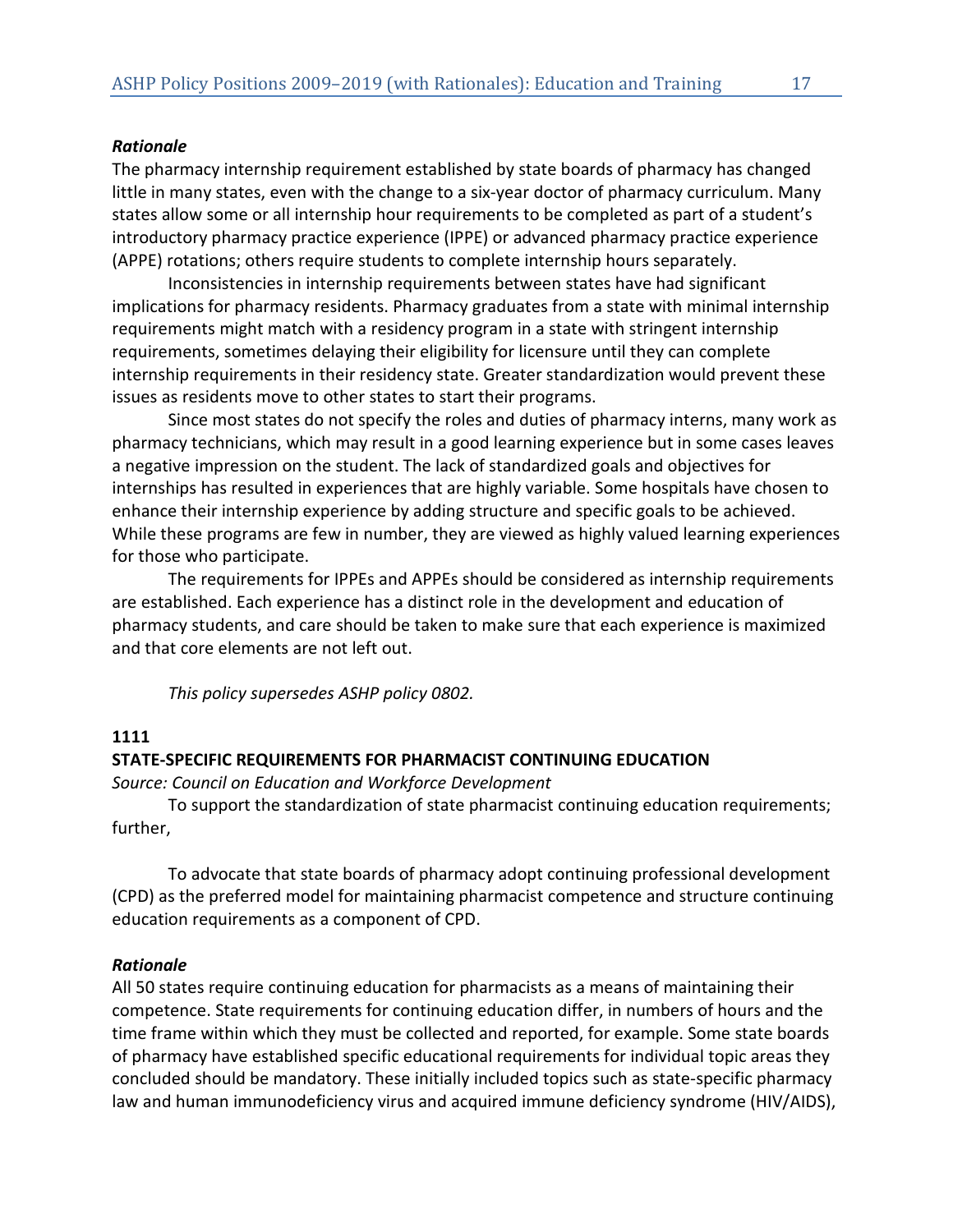### *Rationale*

The pharmacy internship requirement established by state boards of pharmacy has changed little in many states, even with the change to a six-year doctor of pharmacy curriculum. Many states allow some or all internship hour requirements to be completed as part of a student's introductory pharmacy practice experience (IPPE) or advanced pharmacy practice experience (APPE) rotations; others require students to complete internship hours separately.

Inconsistencies in internship requirements between states have had significant implications for pharmacy residents. Pharmacy graduates from a state with minimal internship requirements might match with a residency program in a state with stringent internship requirements, sometimes delaying their eligibility for licensure until they can complete internship requirements in their residency state. Greater standardization would prevent these issues as residents move to other states to start their programs.

Since most states do not specify the roles and duties of pharmacy interns, many work as pharmacy technicians, which may result in a good learning experience but in some cases leaves a negative impression on the student. The lack of standardized goals and objectives for internships has resulted in experiences that are highly variable. Some hospitals have chosen to enhance their internship experience by adding structure and specific goals to be achieved. While these programs are few in number, they are viewed as highly valued learning experiences for those who participate.

The requirements for IPPEs and APPEs should be considered as internship requirements are established. Each experience has a distinct role in the development and education of pharmacy students, and care should be taken to make sure that each experience is maximized and that core elements are not left out.

*This policy supersedes ASHP policy 0802.*

**1111**

## STATE-SPECIFIC REQUIREMENTS FOR PHARMACIST CONTINUING EDUCATION

*Source: Council on Education and Workforce Development*

To support the standardization of state pharmacist continuing education requirements; further,

To advocate that state boards of pharmacy adopt continuing professional development (CPD) as the preferred model for maintaining pharmacist competence and structure continuing education requirements as a component of CPD.

### *Rationale*

All 50 states require continuing education for pharmacists as a means of maintaining their competence. State requirements for continuing education differ, in numbers of hours and the time frame within which they must be collected and reported, for example. Some state boards of pharmacy have established specific educational requirements for individual topic areas they concluded should be mandatory. These initially included topics such as state-specific pharmacy law and human immunodeficiency virus and acquired immune deficiency syndrome (HIV/AIDS),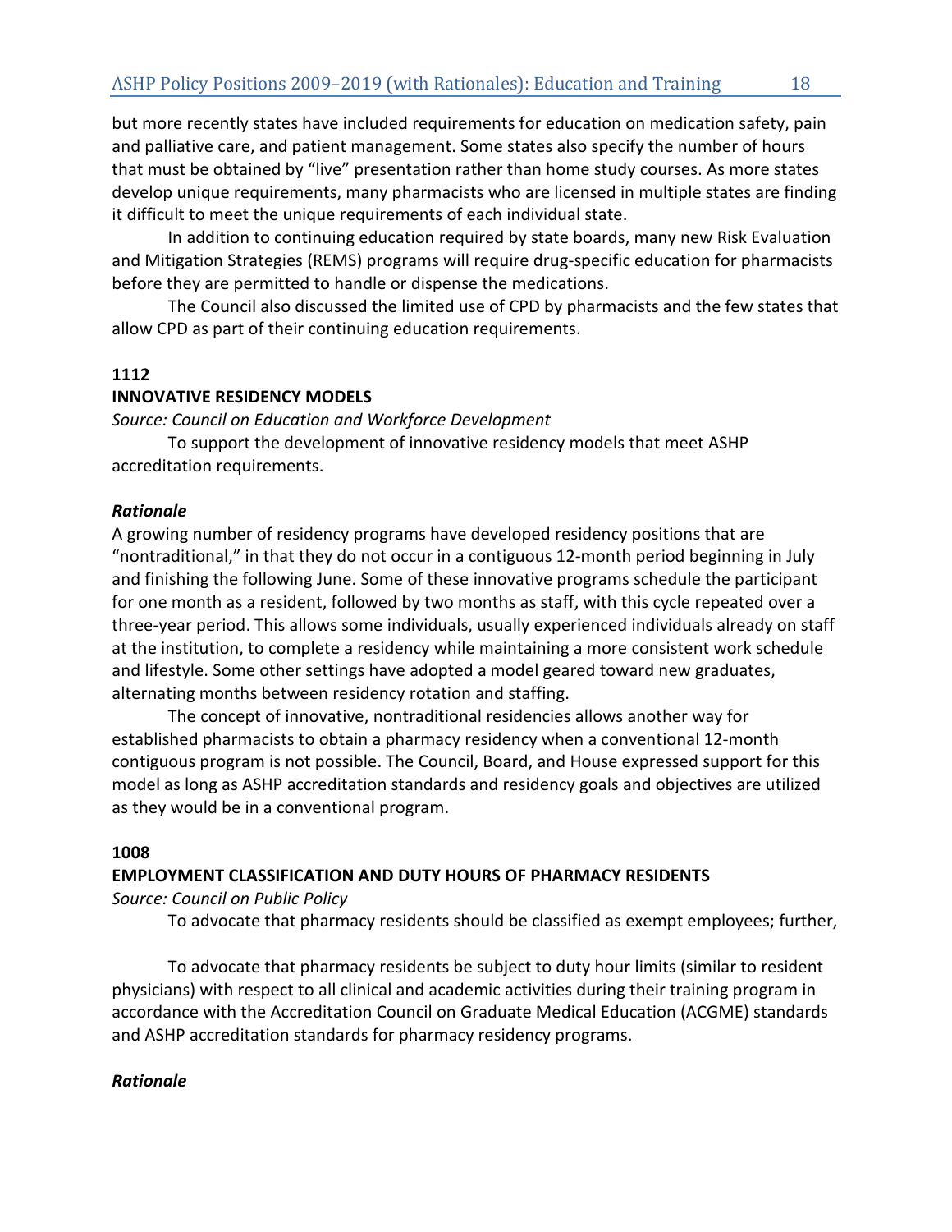but more recently states have included requirements for education on medication safety, pain and palliative care, and patient management. Some states also specify the number of hours that must be obtained by "live" presentation rather than home study courses. As more states develop unique requirements, many pharmacists who are licensed in multiple states are finding it difficult to meet the unique requirements of each individual state.

In addition to continuing education required by state boards, many new Risk Evaluation and Mitigation Strategies (REMS) programs will require drug-specific education for pharmacists before they are permitted to handle or dispense the medications.

The Council also discussed the limited use of CPD by pharmacists and the few states that allow CPD as part of their continuing education requirements.

**1112**

**INNOVATIVE RESIDENCY MODELS**

*Source: Council on Education and Workforce Development*

To support the development of innovative residency models that meet ASHP accreditation requirements.

***Rationale***

A growing number of residency programs have developed residency positions that are "nontraditional," in that they do not occur in a contiguous 12-month period beginning in July and finishing the following June. Some of these innovative programs schedule the participant for one month as a resident, followed by two months as staff, with this cycle repeated over a three-year period. This allows some individuals, usually experienced individuals already on staff at the institution, to complete a residency while maintaining a more consistent work schedule and lifestyle. Some other settings have adopted a model geared toward new graduates, alternating months between residency rotation and staffing.

The concept of innovative, nontraditional residencies allows another way for established pharmacists to obtain a pharmacy residency when a conventional 12-month contiguous program is not possible. The Council, Board, and House expressed support for this model as long as ASHP accreditation standards and residency goals and objectives are utilized as they would be in a conventional program.

**1008**

**EMPLOYMENT CLASSIFICATION AND DUTY HOURS OF PHARMACY RESIDENTS**

*Source: Council on Public Policy*

To advocate that pharmacy residents should be classified as exempt employees; further,

To advocate that pharmacy residents be subject to duty hour limits (similar to resident physicians) with respect to all clinical and academic activities during their training program in accordance with the Accreditation Council on Graduate Medical Education (ACGME) standards and ASHP accreditation standards for pharmacy residency programs.

***Rationale***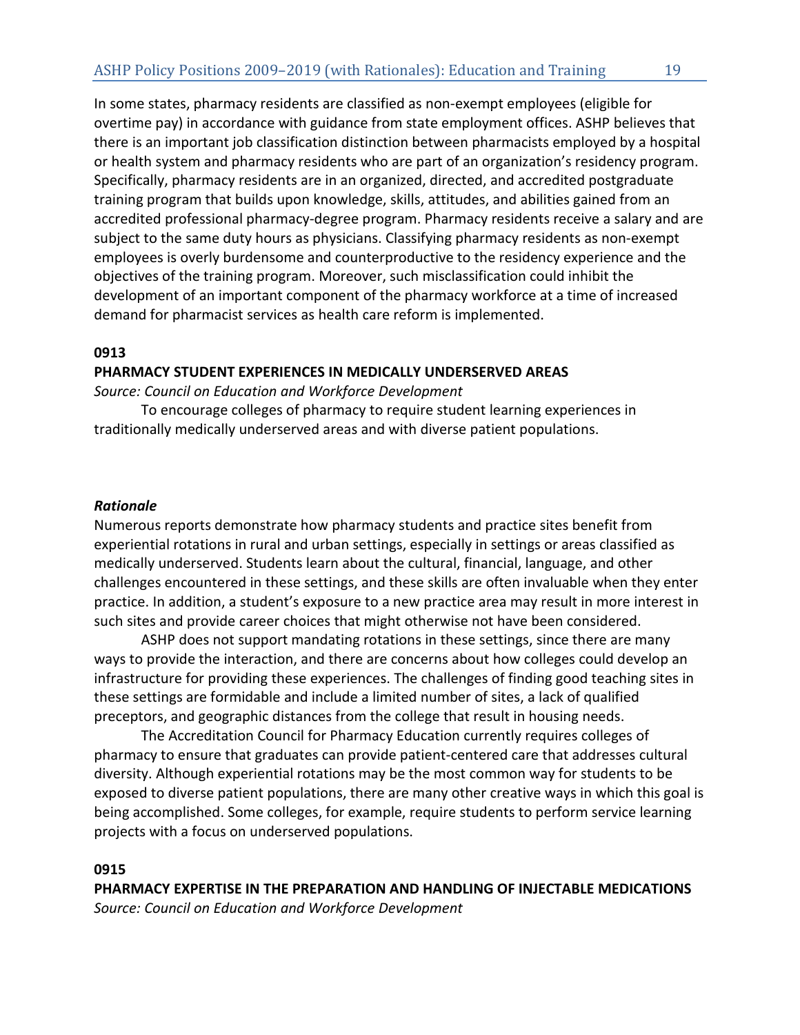In some states, pharmacy residents are classified as non-exempt employees (eligible for overtime pay) in accordance with guidance from state employment offices. ASHP believes that there is an important job classification distinction between pharmacists employed by a hospital or health system and pharmacy residents who are part of an organization's residency program. Specifically, pharmacy residents are in an organized, directed, and accredited postgraduate training program that builds upon knowledge, skills, attitudes, and abilities gained from an accredited professional pharmacy-degree program. Pharmacy residents receive a salary and are subject to the same duty hours as physicians. Classifying pharmacy residents as non-exempt employees is overly burdensome and counterproductive to the residency experience and the objectives of the training program. Moreover, such misclassification could inhibit the development of an important component of the pharmacy workforce at a time of increased demand for pharmacist services as health care reform is implemented.

**0913**

**PHARMACY STUDENT EXPERIENCES IN MEDICALLY UNDERSERVED AREAS**

*Source: Council on Education and Workforce Development*

To encourage colleges of pharmacy to require student learning experiences in traditionally medically underserved areas and with diverse patient populations.

***Rationale***

Numerous reports demonstrate how pharmacy students and practice sites benefit from experiential rotations in rural and urban settings, especially in settings or areas classified as medically underserved. Students learn about the cultural, financial, language, and other challenges encountered in these settings, and these skills are often invaluable when they enter practice. In addition, a student's exposure to a new practice area may result in more interest in such sites and provide career choices that might otherwise not have been considered.

ASHP does not support mandating rotations in these settings, since there are many ways to provide the interaction, and there are concerns about how colleges could develop an infrastructure for providing these experiences. The challenges of finding good teaching sites in these settings are formidable and include a limited number of sites, a lack of qualified preceptors, and geographic distances from the college that result in housing needs.

The Accreditation Council for Pharmacy Education currently requires colleges of pharmacy to ensure that graduates can provide patient-centered care that addresses cultural diversity. Although experiential rotations may be the most common way for students to be exposed to diverse patient populations, there are many other creative ways in which this goal is being accomplished. Some colleges, for example, require students to perform service learning projects with a focus on underserved populations.

**0915**

**PHARMACY EXPERTISE IN THE PREPARATION AND HANDLING OF INJECTABLE MEDICATIONS**

*Source: Council on Education and Workforce Development*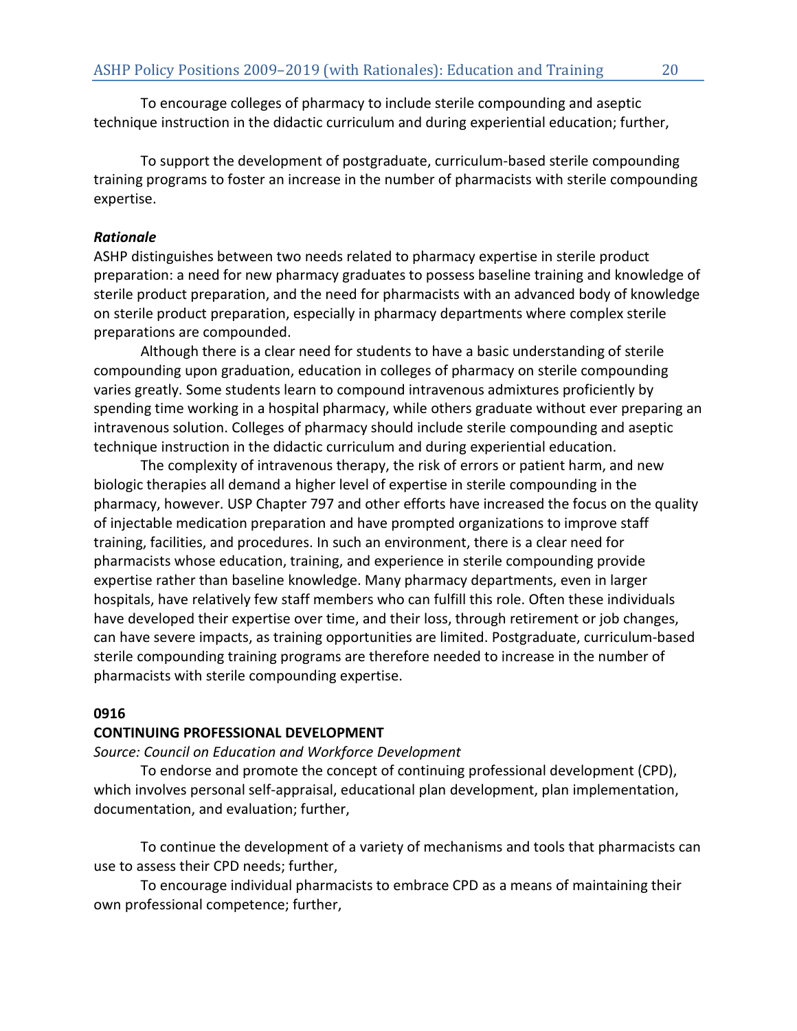To encourage colleges of pharmacy to include sterile compounding and aseptic technique instruction in the didactic curriculum and during experiential education; further,

To support the development of postgraduate, curriculum-based sterile compounding training programs to foster an increase in the number of pharmacists with sterile compounding expertise.

***Rationale***

ASHP distinguishes between two needs related to pharmacy expertise in sterile product preparation: a need for new pharmacy graduates to possess baseline training and knowledge of sterile product preparation, and the need for pharmacists with an advanced body of knowledge on sterile product preparation, especially in pharmacy departments where complex sterile preparations are compounded.

Although there is a clear need for students to have a basic understanding of sterile compounding upon graduation, education in colleges of pharmacy on sterile compounding varies greatly. Some students learn to compound intravenous admixtures proficiently by spending time working in a hospital pharmacy, while others graduate without ever preparing an intravenous solution. Colleges of pharmacy should include sterile compounding and aseptic technique instruction in the didactic curriculum and during experiential education.

The complexity of intravenous therapy, the risk of errors or patient harm, and new biologic therapies all demand a higher level of expertise in sterile compounding in the pharmacy, however. USP Chapter 797 and other efforts have increased the focus on the quality of injectable medication preparation and have prompted organizations to improve staff training, facilities, and procedures. In such an environment, there is a clear need for pharmacists whose education, training, and experience in sterile compounding provide expertise rather than baseline knowledge. Many pharmacy departments, even in larger hospitals, have relatively few staff members who can fulfill this role. Often these individuals have developed their expertise over time, and their loss, through retirement or job changes, can have severe impacts, as training opportunities are limited. Postgraduate, curriculum-based sterile compounding training programs are therefore needed to increase in the number of pharmacists with sterile compounding expertise.

**0916**

**CONTINUING PROFESSIONAL DEVELOPMENT**

*Source: Council on Education and Workforce Development*

To endorse and promote the concept of continuing professional development (CPD), which involves personal self-appraisal, educational plan development, plan implementation, documentation, and evaluation; further,

To continue the development of a variety of mechanisms and tools that pharmacists can use to assess their CPD needs; further,

To encourage individual pharmacists to embrace CPD as a means of maintaining their own professional competence; further,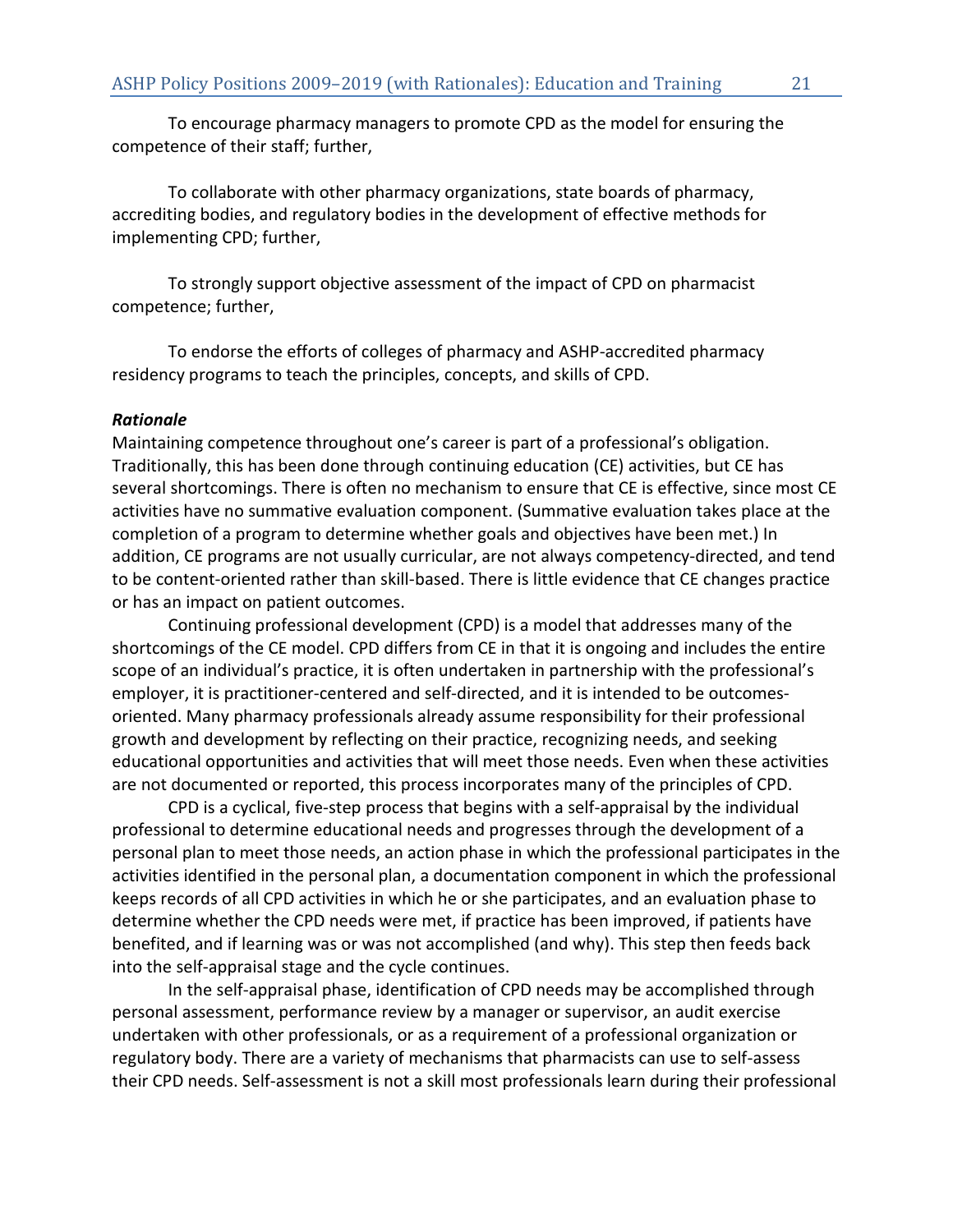To encourage pharmacy managers to promote CPD as the model for ensuring the competence of their staff; further,

To collaborate with other pharmacy organizations, state boards of pharmacy, accrediting bodies, and regulatory bodies in the development of effective methods for implementing CPD; further,

To strongly support objective assessment of the impact of CPD on pharmacist competence; further,

To endorse the efforts of colleges of pharmacy and ASHP-accredited pharmacy residency programs to teach the principles, concepts, and skills of CPD.

***Rationale***

Maintaining competence throughout one's career is part of a professional's obligation. Traditionally, this has been done through continuing education (CE) activities, but CE has several shortcomings. There is often no mechanism to ensure that CE is effective, since most CE activities have no summative evaluation component. (Summative evaluation takes place at the completion of a program to determine whether goals and objectives have been met.) In addition, CE programs are not usually curricular, are not always competency-directed, and tend to be content-oriented rather than skill-based. There is little evidence that CE changes practice or has an impact on patient outcomes.

Continuing professional development (CPD) is a model that addresses many of the shortcomings of the CE model. CPD differs from CE in that it is ongoing and includes the entire scope of an individual's practice, it is often undertaken in partnership with the professional's employer, it is practitioner-centered and self-directed, and it is intended to be outcomes-oriented. Many pharmacy professionals already assume responsibility for their professional growth and development by reflecting on their practice, recognizing needs, and seeking educational opportunities and activities that will meet those needs. Even when these activities are not documented or reported, this process incorporates many of the principles of CPD.

CPD is a cyclical, five-step process that begins with a self-appraisal by the individual professional to determine educational needs and progresses through the development of a personal plan to meet those needs, an action phase in which the professional participates in the activities identified in the personal plan, a documentation component in which the professional keeps records of all CPD activities in which he or she participates, and an evaluation phase to determine whether the CPD needs were met, if practice has been improved, if patients have benefited, and if learning was or was not accomplished (and why). This step then feeds back into the self-appraisal stage and the cycle continues.

In the self-appraisal phase, identification of CPD needs may be accomplished through personal assessment, performance review by a manager or supervisor, an audit exercise undertaken with other professionals, or as a requirement of a professional organization or regulatory body. There are a variety of mechanisms that pharmacists can use to self-assess their CPD needs. Self-assessment is not a skill most professionals learn during their professional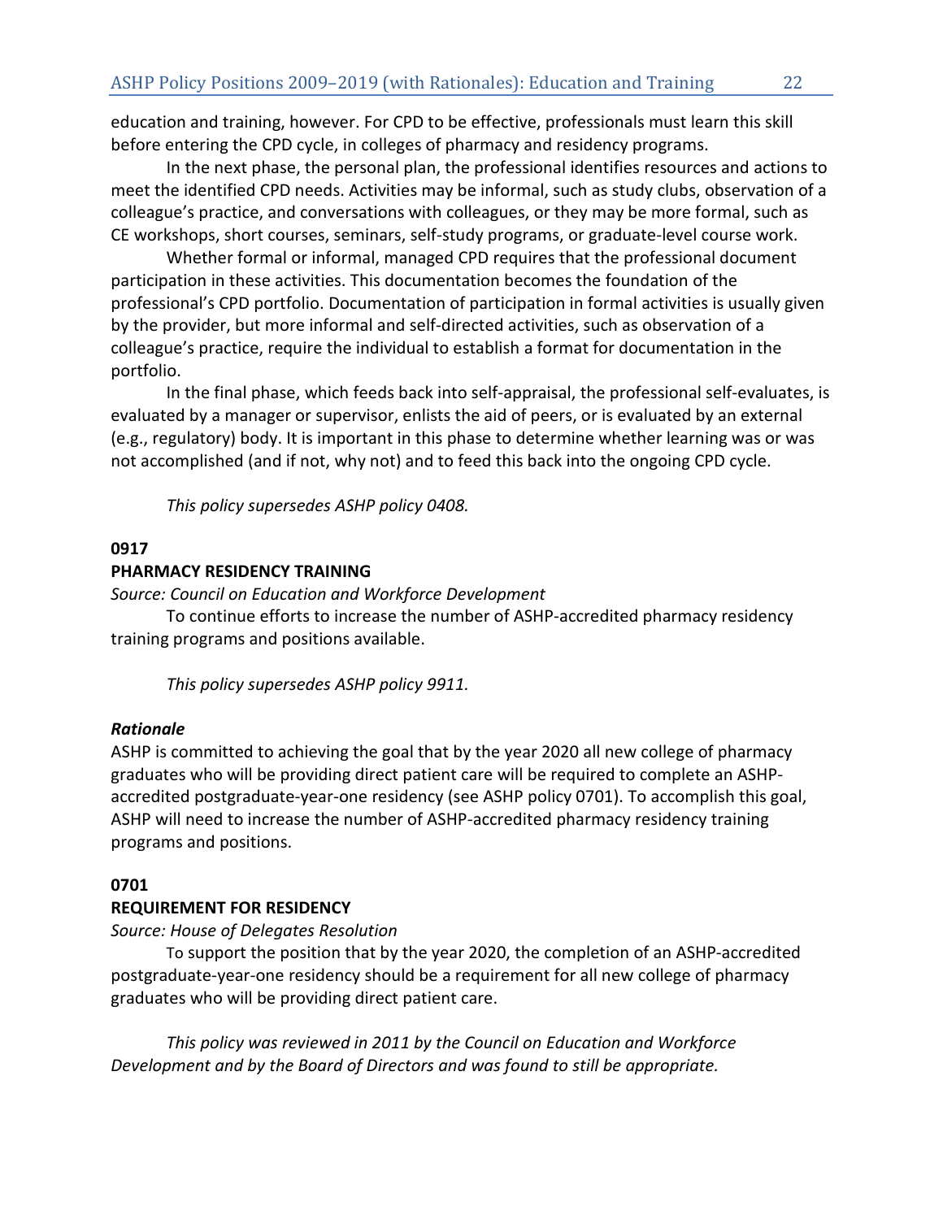education and training, however. For CPD to be effective, professionals must learn this skill before entering the CPD cycle, in colleges of pharmacy and residency programs.

In the next phase, the personal plan, the professional identifies resources and actions to meet the identified CPD needs. Activities may be informal, such as study clubs, observation of a colleague's practice, and conversations with colleagues, or they may be more formal, such as CE workshops, short courses, seminars, self-study programs, or graduate-level course work.

Whether formal or informal, managed CPD requires that the professional document participation in these activities. This documentation becomes the foundation of the professional's CPD portfolio. Documentation of participation in formal activities is usually given by the provider, but more informal and self-directed activities, such as observation of a colleague's practice, require the individual to establish a format for documentation in the portfolio.

In the final phase, which feeds back into self-appraisal, the professional self-evaluates, is evaluated by a manager or supervisor, enlists the aid of peers, or is evaluated by an external (e.g., regulatory) body. It is important in this phase to determine whether learning was or was not accomplished (and if not, why not) and to feed this back into the ongoing CPD cycle.

*This policy supersedes ASHP policy 0408.*

**0917**

**PHARMACY RESIDENCY TRAINING**

*Source: Council on Education and Workforce Development*

To continue efforts to increase the number of ASHP-accredited pharmacy residency training programs and positions available.

*This policy supersedes ASHP policy 9911.*

***Rationale***

ASHP is committed to achieving the goal that by the year 2020 all new college of pharmacy graduates who will be providing direct patient care will be required to complete an ASHP-accredited postgraduate-year-one residency (see ASHP policy 0701). To accomplish this goal, ASHP will need to increase the number of ASHP-accredited pharmacy residency training programs and positions.

**0701**

**REQUIREMENT FOR RESIDENCY**

*Source: House of Delegates Resolution*

To support the position that by the year 2020, the completion of an ASHP-accredited postgraduate-year-one residency should be a requirement for all new college of pharmacy graduates who will be providing direct patient care.

*This policy was reviewed in 2011 by the Council on Education and Workforce Development and by the Board of Directors and was found to still be appropriate.*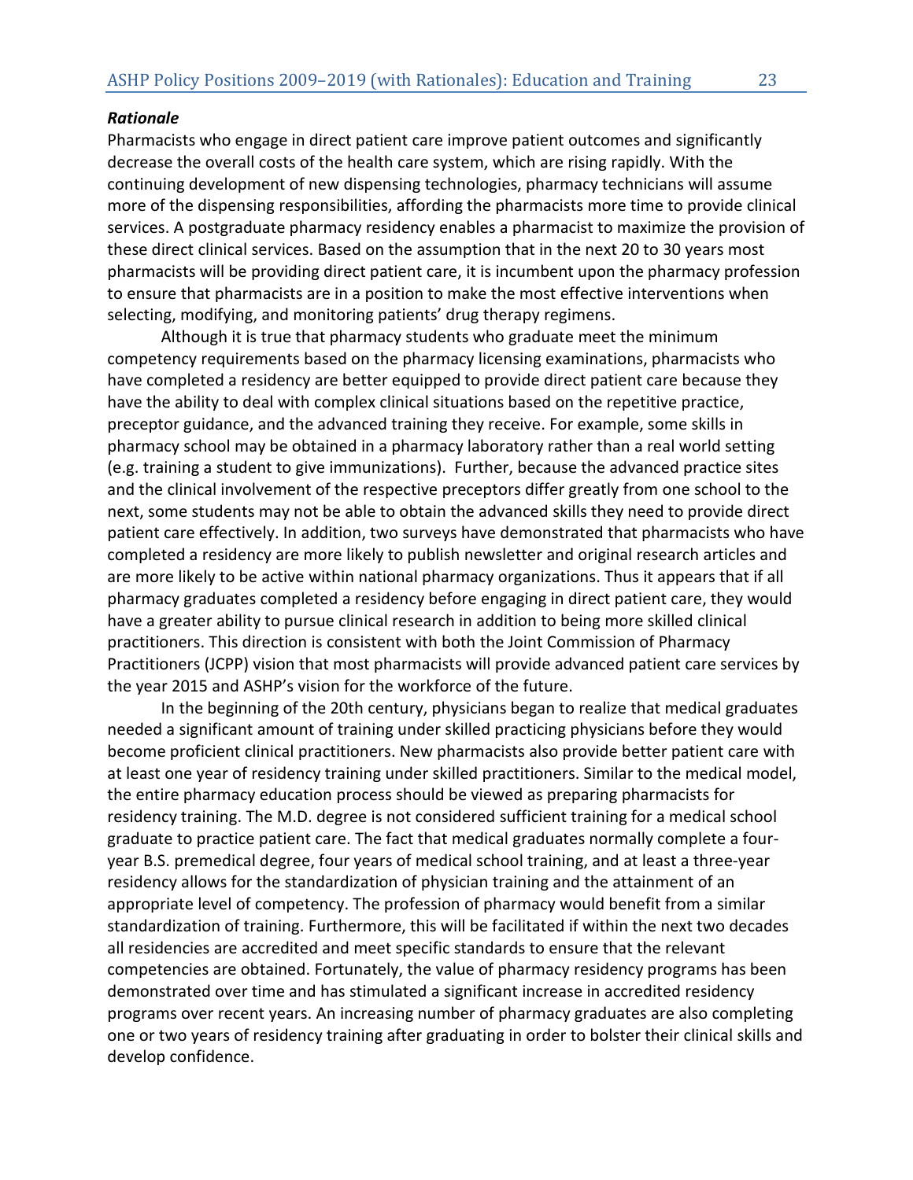***Rationale***

Pharmacists who engage in direct patient care improve patient outcomes and significantly decrease the overall costs of the health care system, which are rising rapidly. With the continuing development of new dispensing technologies, pharmacy technicians will assume more of the dispensing responsibilities, affording the pharmacists more time to provide clinical services. A postgraduate pharmacy residency enables a pharmacist to maximize the provision of these direct clinical services. Based on the assumption that in the next 20 to 30 years most pharmacists will be providing direct patient care, it is incumbent upon the pharmacy profession to ensure that pharmacists are in a position to make the most effective interventions when selecting, modifying, and monitoring patients' drug therapy regimens.

Although it is true that pharmacy students who graduate meet the minimum competency requirements based on the pharmacy licensing examinations, pharmacists who have completed a residency are better equipped to provide direct patient care because they have the ability to deal with complex clinical situations based on the repetitive practice, preceptor guidance, and the advanced training they receive. For example, some skills in pharmacy school may be obtained in a pharmacy laboratory rather than a real world setting (e.g. training a student to give immunizations). Further, because the advanced practice sites and the clinical involvement of the respective preceptors differ greatly from one school to the next, some students may not be able to obtain the advanced skills they need to provide direct patient care effectively. In addition, two surveys have demonstrated that pharmacists who have completed a residency are more likely to publish newsletter and original research articles and are more likely to be active within national pharmacy organizations. Thus it appears that if all pharmacy graduates completed a residency before engaging in direct patient care, they would have a greater ability to pursue clinical research in addition to being more skilled clinical practitioners. This direction is consistent with both the Joint Commission of Pharmacy Practitioners (JCPP) vision that most pharmacists will provide advanced patient care services by the year 2015 and ASHP's vision for the workforce of the future.

In the beginning of the 20th century, physicians began to realize that medical graduates needed a significant amount of training under skilled practicing physicians before they would become proficient clinical practitioners. New pharmacists also provide better patient care with at least one year of residency training under skilled practitioners. Similar to the medical model, the entire pharmacy education process should be viewed as preparing pharmacists for residency training. The M.D. degree is not considered sufficient training for a medical school graduate to practice patient care. The fact that medical graduates normally complete a four-year B.S. premedical degree, four years of medical school training, and at least a three-year residency allows for the standardization of physician training and the attainment of an appropriate level of competency. The profession of pharmacy would benefit from a similar standardization of training. Furthermore, this will be facilitated if within the next two decades all residencies are accredited and meet specific standards to ensure that the relevant competencies are obtained. Fortunately, the value of pharmacy residency programs has been demonstrated over time and has stimulated a significant increase in accredited residency programs over recent years. An increasing number of pharmacy graduates are also completing one or two years of residency training after graduating in order to bolster their clinical skills and develop confidence.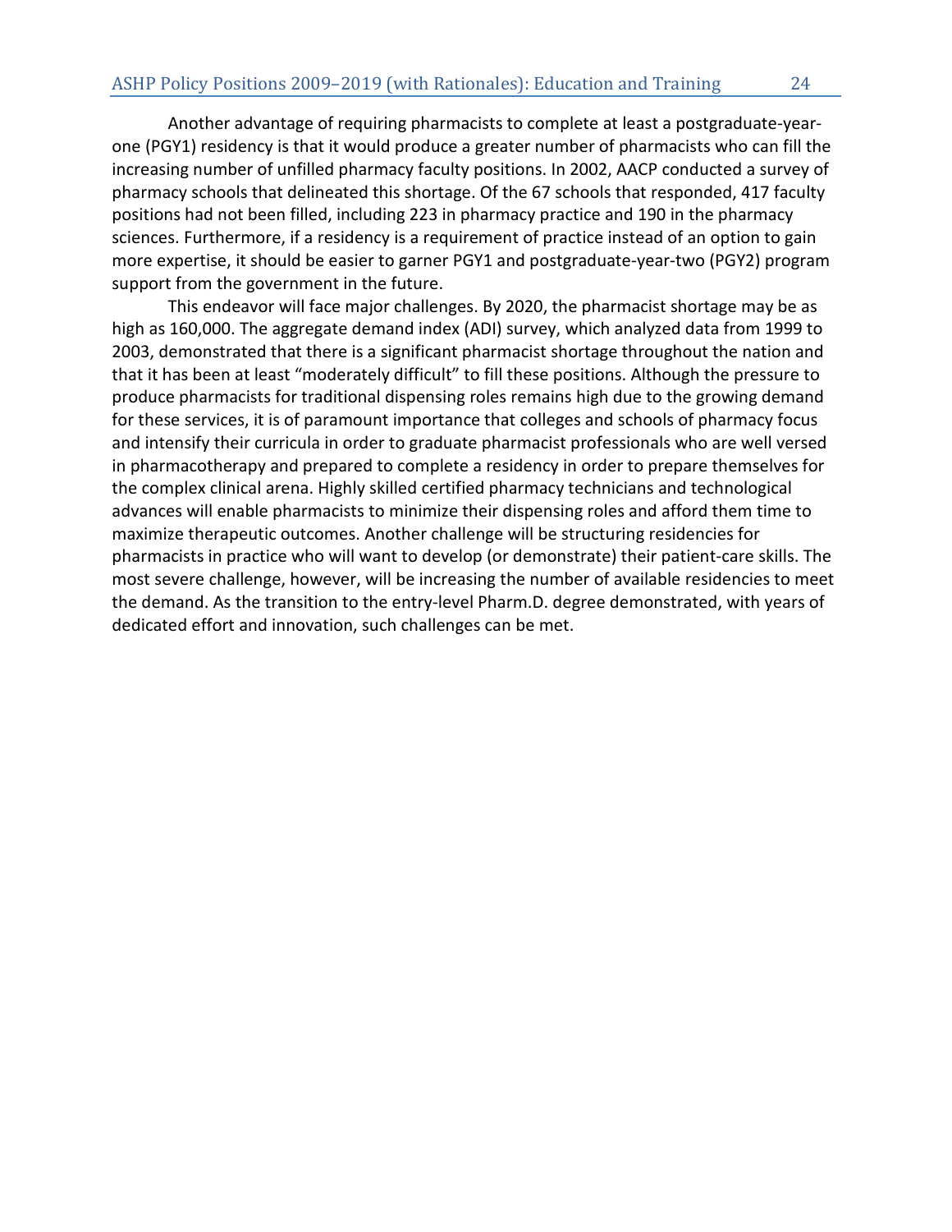Another advantage of requiring pharmacists to complete at least a postgraduate-year-one (PGY1) residency is that it would produce a greater number of pharmacists who can fill the increasing number of unfilled pharmacy faculty positions. In 2002, AACP conducted a survey of pharmacy schools that delineated this shortage. Of the 67 schools that responded, 417 faculty positions had not been filled, including 223 in pharmacy practice and 190 in the pharmacy sciences. Furthermore, if a residency is a requirement of practice instead of an option to gain more expertise, it should be easier to garner PGY1 and postgraduate-year-two (PGY2) program support from the government in the future.

This endeavor will face major challenges. By 2020, the pharmacist shortage may be as high as 160,000. The aggregate demand index (ADI) survey, which analyzed data from 1999 to 2003, demonstrated that there is a significant pharmacist shortage throughout the nation and that it has been at least "moderately difficult" to fill these positions. Although the pressure to produce pharmacists for traditional dispensing roles remains high due to the growing demand for these services, it is of paramount importance that colleges and schools of pharmacy focus and intensify their curricula in order to graduate pharmacist professionals who are well versed in pharmacotherapy and prepared to complete a residency in order to prepare themselves for the complex clinical arena. Highly skilled certified pharmacy technicians and technological advances will enable pharmacists to minimize their dispensing roles and afford them time to maximize therapeutic outcomes. Another challenge will be structuring residencies for pharmacists in practice who will want to develop (or demonstrate) their patient-care skills. The most severe challenge, however, will be increasing the number of available residencies to meet the demand. As the transition to the entry-level Pharm.D. degree demonstrated, with years of dedicated effort and innovation, such challenges can be met.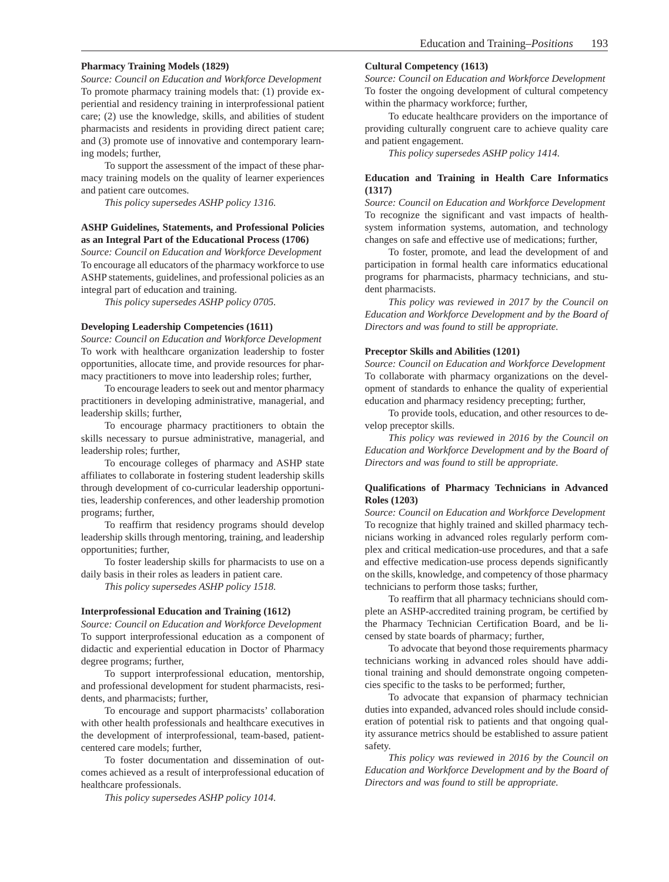### Pharmacy Training Models (1829)

*Source: Council on Education and Workforce Development*

To promote pharmacy training models that: (1) provide experiential and residency training in interprofessional patient care; (2) use the knowledge, skills, and abilities of student pharmacists and residents in providing direct patient care; and (3) promote use of innovative and contemporary learning models; further,

To support the assessment of the impact of these pharmacy training models on the quality of learner experiences and patient care outcomes.

*This policy supersedes ASHP policy 1316.*

### ASHP Guidelines, Statements, and Professional Policies as an Integral Part of the Educational Process (1706)

*Source: Council on Education and Workforce Development*

To encourage all educators of the pharmacy workforce to use ASHP statements, guidelines, and professional policies as an integral part of education and training.

*This policy supersedes ASHP policy 0705.*

### Developing Leadership Competencies (1611)

*Source: Council on Education and Workforce Development*

To work with healthcare organization leadership to foster opportunities, allocate time, and provide resources for pharmacy practitioners to move into leadership roles; further,

To encourage leaders to seek out and mentor pharmacy practitioners in developing administrative, managerial, and leadership skills; further,

To encourage pharmacy practitioners to obtain the skills necessary to pursue administrative, managerial, and leadership roles; further,

To encourage colleges of pharmacy and ASHP state affiliates to collaborate in fostering student leadership skills through development of co-curricular leadership opportunities, leadership conferences, and other leadership promotion programs; further,

To reaffirm that residency programs should develop leadership skills through mentoring, training, and leadership opportunities; further,

To foster leadership skills for pharmacists to use on a daily basis in their roles as leaders in patient care.

*This policy supersedes ASHP policy 1518.*

### Interprofessional Education and Training (1612)

*Source: Council on Education and Workforce Development*

To support interprofessional education as a component of didactic and experiential education in Doctor of Pharmacy degree programs; further,

To support interprofessional education, mentorship, and professional development for student pharmacists, residents, and pharmacists; further,

To encourage and support pharmacists' collaboration with other health professionals and healthcare executives in the development of interprofessional, team-based, patient-centered care models; further,

To foster documentation and dissemination of outcomes achieved as a result of interprofessional education of healthcare professionals.

*This policy supersedes ASHP policy 1014.*

### Cultural Competency (1613)

*Source: Council on Education and Workforce Development*

To foster the ongoing development of cultural competency within the pharmacy workforce; further,

To educate healthcare providers on the importance of providing culturally congruent care to achieve quality care and patient engagement.

*This policy supersedes ASHP policy 1414.*

### Education and Training in Health Care Informatics (1317)

*Source: Council on Education and Workforce Development*

To recognize the significant and vast impacts of health-system information systems, automation, and technology changes on safe and effective use of medications; further,

To foster, promote, and lead the development of and participation in formal health care informatics educational programs for pharmacists, pharmacy technicians, and student pharmacists.

*This policy was reviewed in 2017 by the Council on Education and Workforce Development and by the Board of Directors and was found to still be appropriate.*

### Preceptor Skills and Abilities (1201)

*Source: Council on Education and Workforce Development*

To collaborate with pharmacy organizations on the development of standards to enhance the quality of experiential education and pharmacy residency precepting; further,

To provide tools, education, and other resources to develop preceptor skills.

*This policy was reviewed in 2016 by the Council on Education and Workforce Development and by the Board of Directors and was found to still be appropriate.*

### Qualifications of Pharmacy Technicians in Advanced Roles (1203)

*Source: Council on Education and Workforce Development*

To recognize that highly trained and skilled pharmacy technicians working in advanced roles regularly perform complex and critical medication-use procedures, and that a safe and effective medication-use process depends significantly on the skills, knowledge, and competency of those pharmacy technicians to perform those tasks; further,

To reaffirm that all pharmacy technicians should complete an ASHP-accredited training program, be certified by the Pharmacy Technician Certification Board, and be licensed by state boards of pharmacy; further,

To advocate that beyond those requirements pharmacy technicians working in advanced roles should have additional training and should demonstrate ongoing competencies specific to the tasks to be performed; further,

To advocate that expansion of pharmacy technician duties into expanded, advanced roles should include consideration of potential risk to patients and that ongoing quality assurance metrics should be established to assure patient safety.

*This policy was reviewed in 2016 by the Council on Education and Workforce Development and by the Board of Directors and was found to still be appropriate.*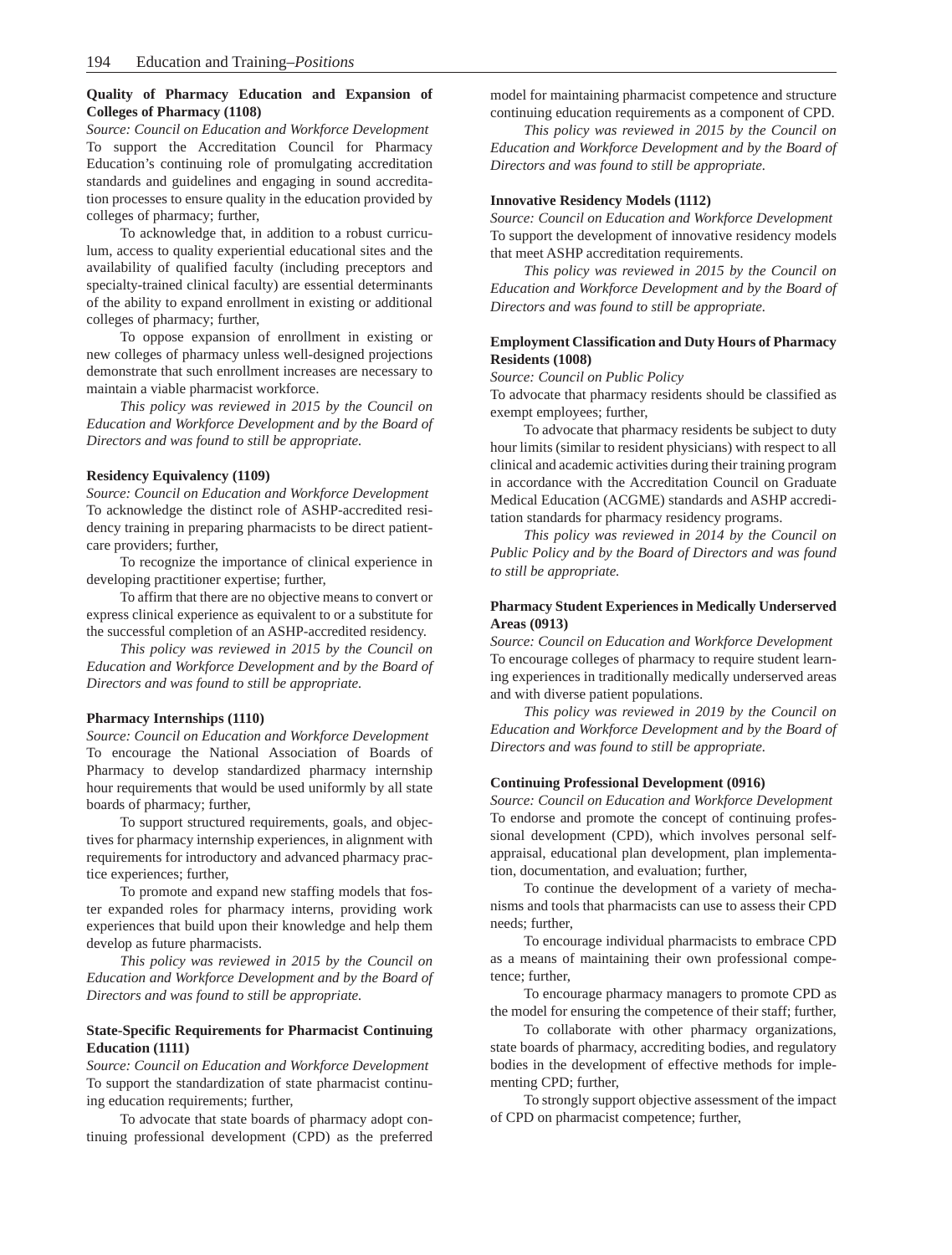### Quality of Pharmacy Education and Expansion of Colleges of Pharmacy (1108)

*Source: Council on Education and Workforce Development*

To support the Accreditation Council for Pharmacy Education's continuing role of promulgating accreditation standards and guidelines and engaging in sound accreditation processes to ensure quality in the education provided by colleges of pharmacy; further,

To acknowledge that, in addition to a robust curriculum, access to quality experiential educational sites and the availability of qualified faculty (including preceptors and specialty-trained clinical faculty) are essential determinants of the ability to expand enrollment in existing or additional colleges of pharmacy; further,

To oppose expansion of enrollment in existing or new colleges of pharmacy unless well-designed projections demonstrate that such enrollment increases are necessary to maintain a viable pharmacist workforce.

*This policy was reviewed in 2015 by the Council on Education and Workforce Development and by the Board of Directors and was found to still be appropriate.*

### Residency Equivalency (1109)

*Source: Council on Education and Workforce Development*

To acknowledge the distinct role of ASHP-accredited residency training in preparing pharmacists to be direct patient-care providers; further,

To recognize the importance of clinical experience in developing practitioner expertise; further,

To affirm that there are no objective means to convert or express clinical experience as equivalent to or a substitute for the successful completion of an ASHP-accredited residency.

*This policy was reviewed in 2015 by the Council on Education and Workforce Development and by the Board of Directors and was found to still be appropriate.*

### Pharmacy Internships (1110)

*Source: Council on Education and Workforce Development*

To encourage the National Association of Boards of Pharmacy to develop standardized pharmacy internship hour requirements that would be used uniformly by all state boards of pharmacy; further,

To support structured requirements, goals, and objectives for pharmacy internship experiences, in alignment with requirements for introductory and advanced pharmacy practice experiences; further,

To promote and expand new staffing models that foster expanded roles for pharmacy interns, providing work experiences that build upon their knowledge and help them develop as future pharmacists.

*This policy was reviewed in 2015 by the Council on Education and Workforce Development and by the Board of Directors and was found to still be appropriate.*

### State-Specific Requirements for Pharmacist Continuing Education (1111)

*Source: Council on Education and Workforce Development*

To support the standardization of state pharmacist continuing education requirements; further,

To advocate that state boards of pharmacy adopt continuing professional development (CPD) as the preferred model for maintaining pharmacist competence and structure continuing education requirements as a component of CPD.

*This policy was reviewed in 2015 by the Council on Education and Workforce Development and by the Board of Directors and was found to still be appropriate.*

### Innovative Residency Models (1112)

*Source: Council on Education and Workforce Development*

To support the development of innovative residency models that meet ASHP accreditation requirements.

*This policy was reviewed in 2015 by the Council on Education and Workforce Development and by the Board of Directors and was found to still be appropriate.*

### Employment Classification and Duty Hours of Pharmacy Residents (1008)

*Source: Council on Public Policy*

To advocate that pharmacy residents should be classified as exempt employees; further,

To advocate that pharmacy residents be subject to duty hour limits (similar to resident physicians) with respect to all clinical and academic activities during their training program in accordance with the Accreditation Council on Graduate Medical Education (ACGME) standards and ASHP accreditation standards for pharmacy residency programs.

*This policy was reviewed in 2014 by the Council on Public Policy and by the Board of Directors and was found to still be appropriate.*

### Pharmacy Student Experiences in Medically Underserved Areas (0913)

*Source: Council on Education and Workforce Development*

To encourage colleges of pharmacy to require student learning experiences in traditionally medically underserved areas and with diverse patient populations.

*This policy was reviewed in 2019 by the Council on Education and Workforce Development and by the Board of Directors and was found to still be appropriate.*

### Continuing Professional Development (0916)

*Source: Council on Education and Workforce Development*

To endorse and promote the concept of continuing professional development (CPD), which involves personal self-appraisal, educational plan development, plan implementation, documentation, and evaluation; further,

To continue the development of a variety of mechanisms and tools that pharmacists can use to assess their CPD needs; further,

To encourage individual pharmacists to embrace CPD as a means of maintaining their own professional competence; further,

To encourage pharmacy managers to promote CPD as the model for ensuring the competence of their staff; further,

To collaborate with other pharmacy organizations, state boards of pharmacy, accrediting bodies, and regulatory bodies in the development of effective methods for implementing CPD; further,

To strongly support objective assessment of the impact of CPD on pharmacist competence; further,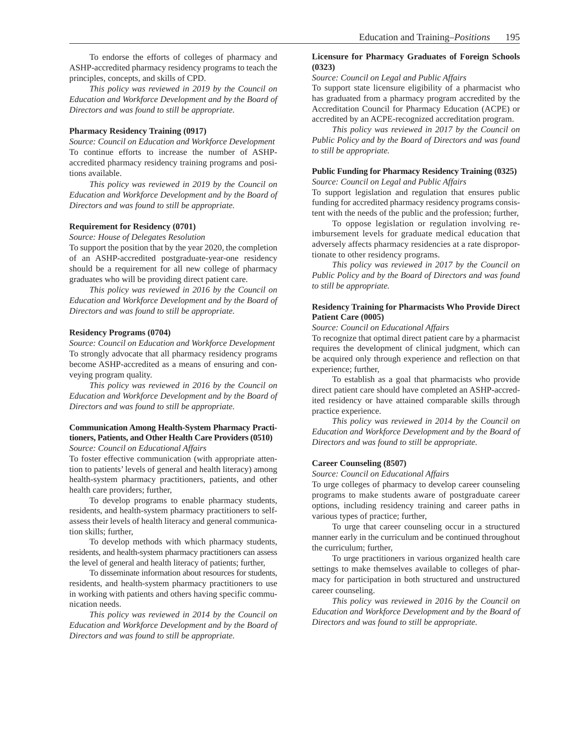To endorse the efforts of colleges of pharmacy and ASHP-accredited pharmacy residency programs to teach the principles, concepts, and skills of CPD.

*This policy was reviewed in 2019 by the Council on Education and Workforce Development and by the Board of Directors and was found to still be appropriate.*

**Pharmacy Residency Training (0917)**

*Source: Council on Education and Workforce Development*

To continue efforts to increase the number of ASHP-accredited pharmacy residency training programs and positions available.

*This policy was reviewed in 2019 by the Council on Education and Workforce Development and by the Board of Directors and was found to still be appropriate.*

**Requirement for Residency (0701)**

*Source: House of Delegates Resolution*

To support the position that by the year 2020, the completion of an ASHP-accredited postgraduate-year-one residency should be a requirement for all new college of pharmacy graduates who will be providing direct patient care.

*This policy was reviewed in 2016 by the Council on Education and Workforce Development and by the Board of Directors and was found to still be appropriate.*

**Residency Programs (0704)**

*Source: Council on Education and Workforce Development*

To strongly advocate that all pharmacy residency programs become ASHP-accredited as a means of ensuring and conveying program quality.

*This policy was reviewed in 2016 by the Council on Education and Workforce Development and by the Board of Directors and was found to still be appropriate.*

**Communication Among Health-System Pharmacy Practitioners, Patients, and Other Health Care Providers (0510)**

*Source: Council on Educational Affairs*

To foster effective communication (with appropriate attention to patients' levels of general and health literacy) among health-system pharmacy practitioners, patients, and other health care providers; further,

To develop programs to enable pharmacy students, residents, and health-system pharmacy practitioners to self-assess their levels of health literacy and general communication skills; further,

To develop methods with which pharmacy students, residents, and health-system pharmacy practitioners can assess the level of general and health literacy of patients; further,

To disseminate information about resources for students, residents, and health-system pharmacy practitioners to use in working with patients and others having specific communication needs.

*This policy was reviewed in 2014 by the Council on Education and Workforce Development and by the Board of Directors and was found to still be appropriate.*

**Licensure for Pharmacy Graduates of Foreign Schools (0323)**

*Source: Council on Legal and Public Affairs*

To support state licensure eligibility of a pharmacist who has graduated from a pharmacy program accredited by the Accreditation Council for Pharmacy Education (ACPE) or accredited by an ACPE-recognized accreditation program.

*This policy was reviewed in 2017 by the Council on Public Policy and by the Board of Directors and was found to still be appropriate.*

**Public Funding for Pharmacy Residency Training (0325)**

*Source: Council on Legal and Public Affairs*

To support legislation and regulation that ensures public funding for accredited pharmacy residency programs consistent with the needs of the public and the profession; further,

To oppose legislation or regulation involving reimbursement levels for graduate medical education that adversely affects pharmacy residencies at a rate disproportionate to other residency programs.

*This policy was reviewed in 2017 by the Council on Public Policy and by the Board of Directors and was found to still be appropriate.*

**Residency Training for Pharmacists Who Provide Direct Patient Care (0005)**

*Source: Council on Educational Affairs*

To recognize that optimal direct patient care by a pharmacist requires the development of clinical judgment, which can be acquired only through experience and reflection on that experience; further,

To establish as a goal that pharmacists who provide direct patient care should have completed an ASHP-accredited residency or have attained comparable skills through practice experience.

*This policy was reviewed in 2014 by the Council on Education and Workforce Development and by the Board of Directors and was found to still be appropriate.*

**Career Counseling (8507)**

*Source: Council on Educational Affairs*

To urge colleges of pharmacy to develop career counseling programs to make students aware of postgraduate career options, including residency training and career paths in various types of practice; further,

To urge that career counseling occur in a structured manner early in the curriculum and be continued throughout the curriculum; further,

To urge practitioners in various organized health care settings to make themselves available to colleges of pharmacy for participation in both structured and unstructured career counseling.

*This policy was reviewed in 2016 by the Council on Education and Workforce Development and by the Board of Directors and was found to still be appropriate.*